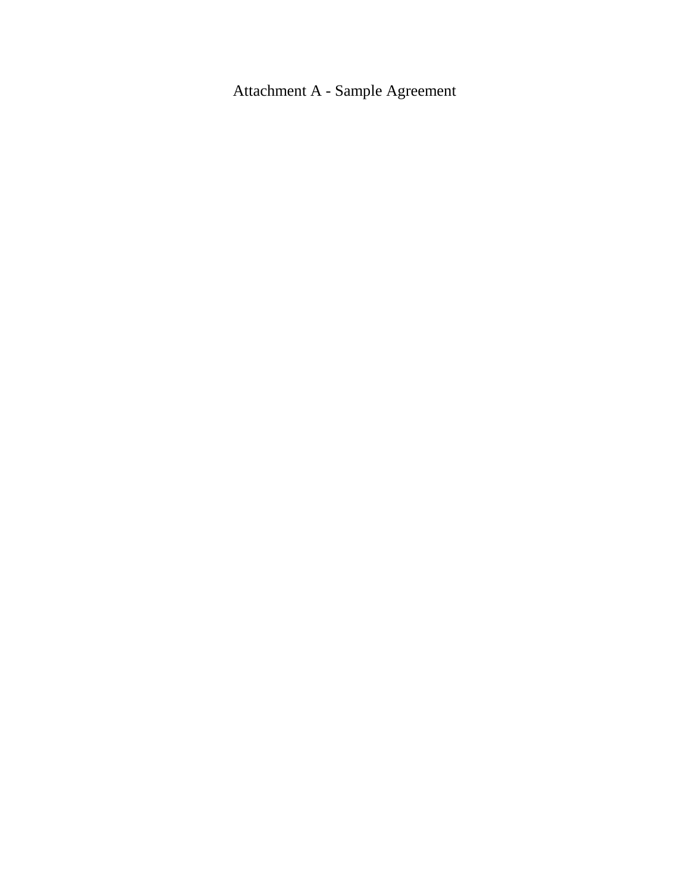# Attachment A - Sample Agreement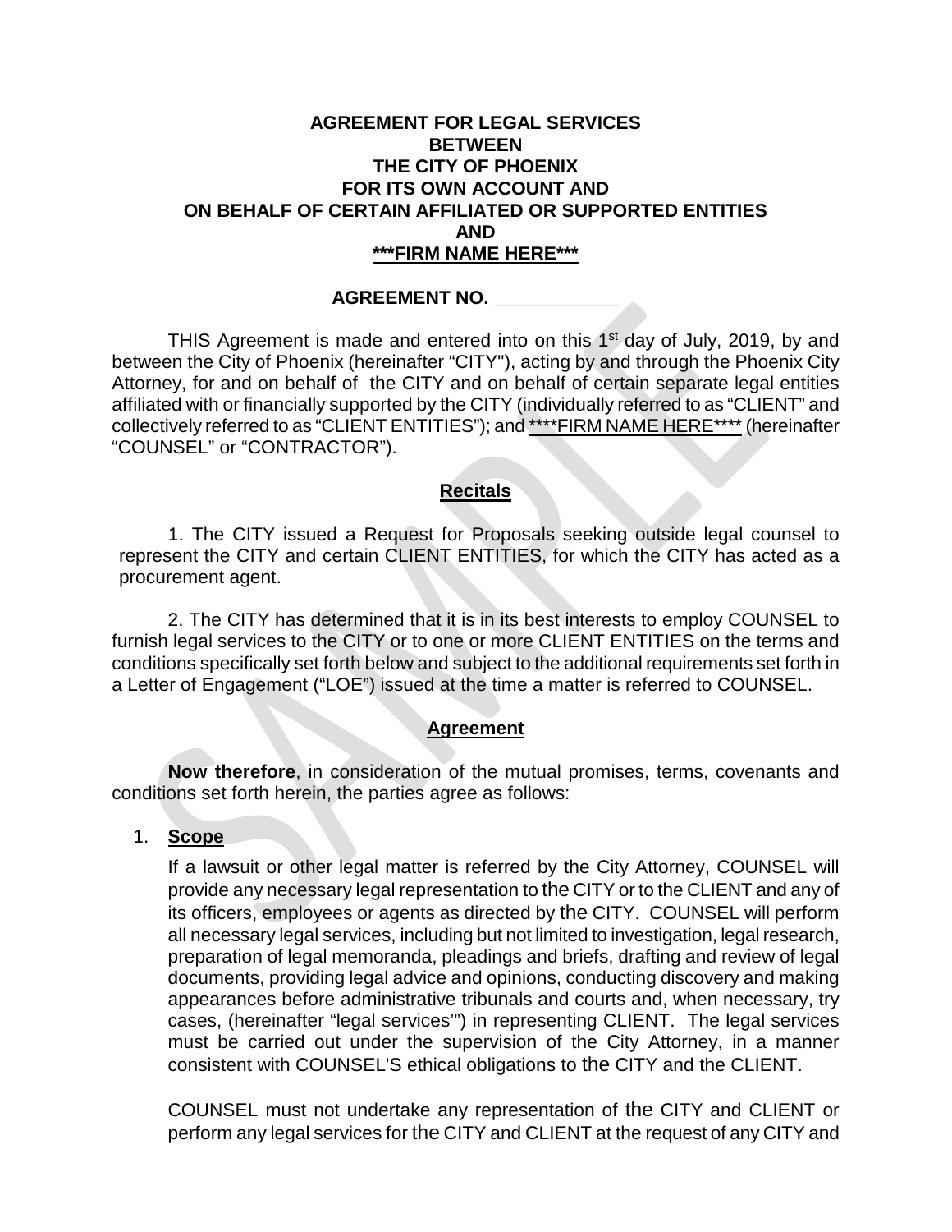**AGREEMENT FOR LEGAL SERVICES**
**BETWEEN**
**THE CITY OF PHOENIX**
**FOR ITS OWN ACCOUNT AND**
**ON BEHALF OF CERTAIN AFFILIATED OR SUPPORTED ENTITIES**
**AND**
**<u>\*\*\*FIRM NAME HERE\*\*\*</u>**

**AGREEMENT NO. ____________**

THIS Agreement is made and entered into on this 1st day of July, 2019, by and between the City of Phoenix (hereinafter "CITY"), acting by and through the Phoenix City Attorney, for and on behalf of the CITY and on behalf of certain separate legal entities affiliated with or financially supported by the CITY (individually referred to as "CLIENT" and collectively referred to as "CLIENT ENTITIES"); and <u>\*\*\*\*FIRM NAME HERE\*\*\*\*</u> (hereinafter "COUNSEL" or "CONTRACTOR").

## Recitals

1. The CITY issued a Request for Proposals seeking outside legal counsel to represent the CITY and certain CLIENT ENTITIES, for which the CITY has acted as a procurement agent.

2. The CITY has determined that it is in its best interests to employ COUNSEL to furnish legal services to the CITY or to one or more CLIENT ENTITIES on the terms and conditions specifically set forth below and subject to the additional requirements set forth in a Letter of Engagement ("LOE") issued at the time a matter is referred to COUNSEL.

## Agreement

**Now therefore**, in consideration of the mutual promises, terms, covenants and conditions set forth herein, the parties agree as follows:

1. **<u>Scope</u>**

   If a lawsuit or other legal matter is referred by the City Attorney, COUNSEL will provide any necessary legal representation to the CITY or to the CLIENT and any of its officers, employees or agents as directed by the CITY. COUNSEL will perform all necessary legal services, including but not limited to investigation, legal research, preparation of legal memoranda, pleadings and briefs, drafting and review of legal documents, providing legal advice and opinions, conducting discovery and making appearances before administrative tribunals and courts and, when necessary, try cases, (hereinafter "legal services'") in representing CLIENT. The legal services must be carried out under the supervision of the City Attorney, in a manner consistent with COUNSEL'S ethical obligations to the CITY and the CLIENT.

   COUNSEL must not undertake any representation of the CITY and CLIENT or perform any legal services for the CITY and CLIENT at the request of any CITY and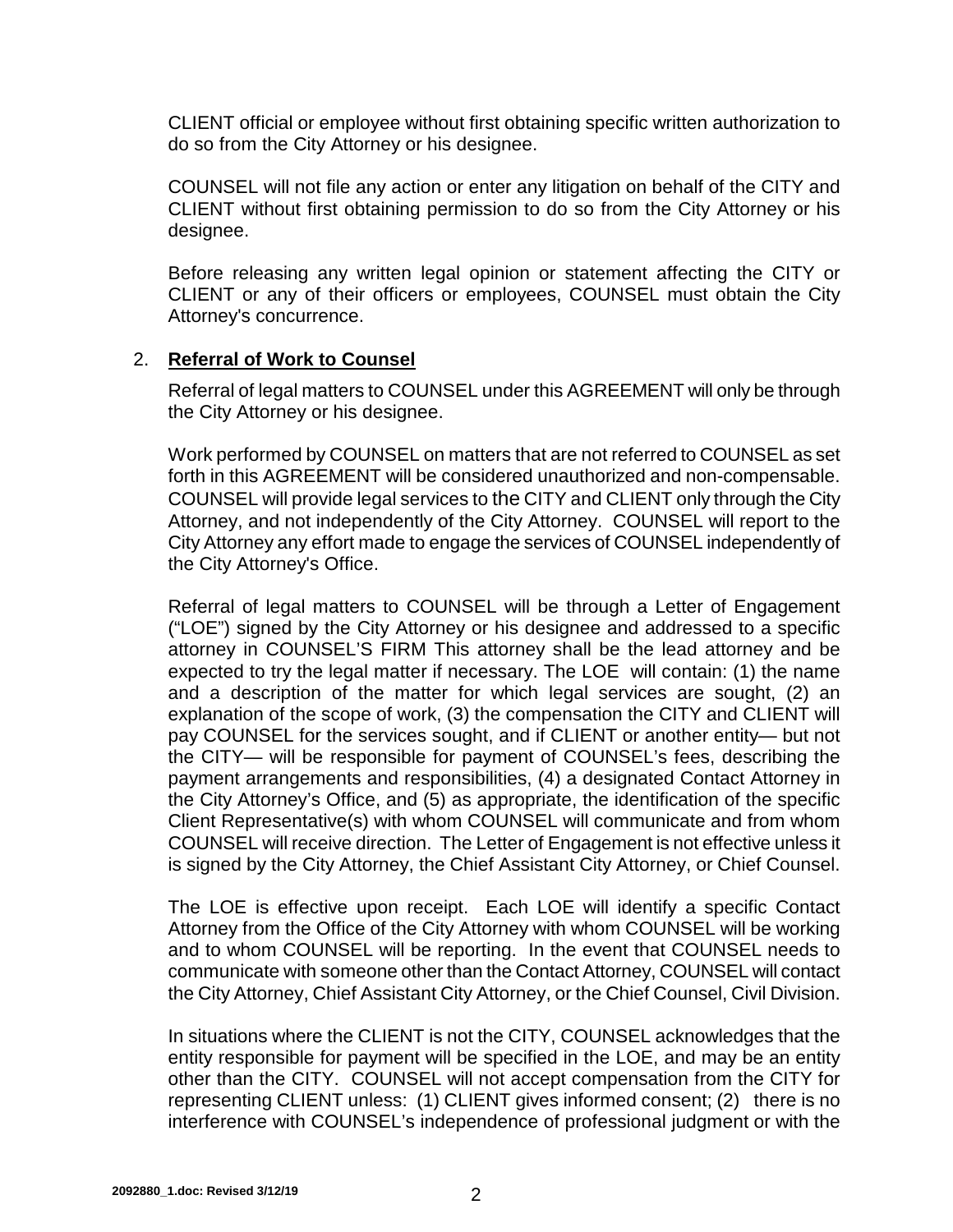CLIENT official or employee without first obtaining specific written authorization to do so from the City Attorney or his designee.

COUNSEL will not file any action or enter any litigation on behalf of the CITY and CLIENT without first obtaining permission to do so from the City Attorney or his designee.

Before releasing any written legal opinion or statement affecting the CITY or CLIENT or any of their officers or employees, COUNSEL must obtain the City Attorney's concurrence.

2. **Referral of Work to Counsel**

Referral of legal matters to COUNSEL under this AGREEMENT will only be through the City Attorney or his designee.

Work performed by COUNSEL on matters that are not referred to COUNSEL as set forth in this AGREEMENT will be considered unauthorized and non-compensable. COUNSEL will provide legal services to the CITY and CLIENT only through the City Attorney, and not independently of the City Attorney. COUNSEL will report to the City Attorney any effort made to engage the services of COUNSEL independently of the City Attorney's Office.

Referral of legal matters to COUNSEL will be through a Letter of Engagement ("LOE") signed by the City Attorney or his designee and addressed to a specific attorney in COUNSEL'S FIRM This attorney shall be the lead attorney and be expected to try the legal matter if necessary. The LOE will contain: (1) the name and a description of the matter for which legal services are sought, (2) an explanation of the scope of work, (3) the compensation the CITY and CLIENT will pay COUNSEL for the services sought, and if CLIENT or another entity— but not the CITY— will be responsible for payment of COUNSEL's fees, describing the payment arrangements and responsibilities, (4) a designated Contact Attorney in the City Attorney's Office, and (5) as appropriate, the identification of the specific Client Representative(s) with whom COUNSEL will communicate and from whom COUNSEL will receive direction. The Letter of Engagement is not effective unless it is signed by the City Attorney, the Chief Assistant City Attorney, or Chief Counsel.

The LOE is effective upon receipt. Each LOE will identify a specific Contact Attorney from the Office of the City Attorney with whom COUNSEL will be working and to whom COUNSEL will be reporting. In the event that COUNSEL needs to communicate with someone other than the Contact Attorney, COUNSEL will contact the City Attorney, Chief Assistant City Attorney, or the Chief Counsel, Civil Division.

In situations where the CLIENT is not the CITY, COUNSEL acknowledges that the entity responsible for payment will be specified in the LOE, and may be an entity other than the CITY. COUNSEL will not accept compensation from the CITY for representing CLIENT unless: (1) CLIENT gives informed consent; (2) there is no interference with COUNSEL's independence of professional judgment or with the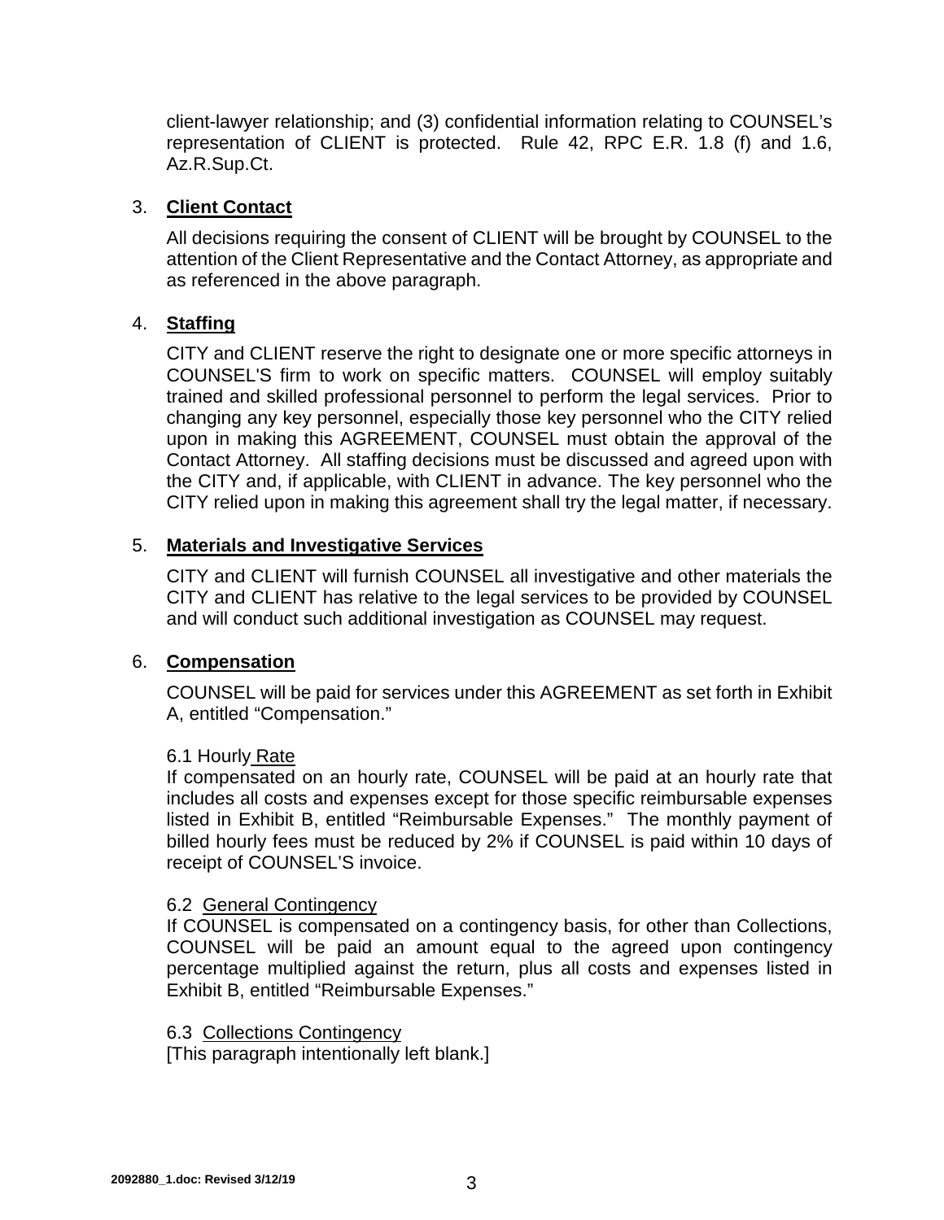client-lawyer relationship; and (3) confidential information relating to COUNSEL's representation of CLIENT is protected. Rule 42, RPC E.R. 1.8 (f) and 1.6, Az.R.Sup.Ct.

3. **Client Contact**

All decisions requiring the consent of CLIENT will be brought by COUNSEL to the attention of the Client Representative and the Contact Attorney, as appropriate and as referenced in the above paragraph.

4. **Staffing**

CITY and CLIENT reserve the right to designate one or more specific attorneys in COUNSEL'S firm to work on specific matters. COUNSEL will employ suitably trained and skilled professional personnel to perform the legal services. Prior to changing any key personnel, especially those key personnel who the CITY relied upon in making this AGREEMENT, COUNSEL must obtain the approval of the Contact Attorney. All staffing decisions must be discussed and agreed upon with the CITY and, if applicable, with CLIENT in advance. The key personnel who the CITY relied upon in making this agreement shall try the legal matter, if necessary.

5. **Materials and Investigative Services**

CITY and CLIENT will furnish COUNSEL all investigative and other materials the CITY and CLIENT has relative to the legal services to be provided by COUNSEL and will conduct such additional investigation as COUNSEL may request.

6. **Compensation**

COUNSEL will be paid for services under this AGREEMENT as set forth in Exhibit A, entitled "Compensation."

6.1 Hourly Rate
If compensated on an hourly rate, COUNSEL will be paid at an hourly rate that includes all costs and expenses except for those specific reimbursable expenses listed in Exhibit B, entitled "Reimbursable Expenses." The monthly payment of billed hourly fees must be reduced by 2% if COUNSEL is paid within 10 days of receipt of COUNSEL'S invoice.

6.2 General Contingency
If COUNSEL is compensated on a contingency basis, for other than Collections, COUNSEL will be paid an amount equal to the agreed upon contingency percentage multiplied against the return, plus all costs and expenses listed in Exhibit B, entitled "Reimbursable Expenses."

6.3 Collections Contingency
[This paragraph intentionally left blank.]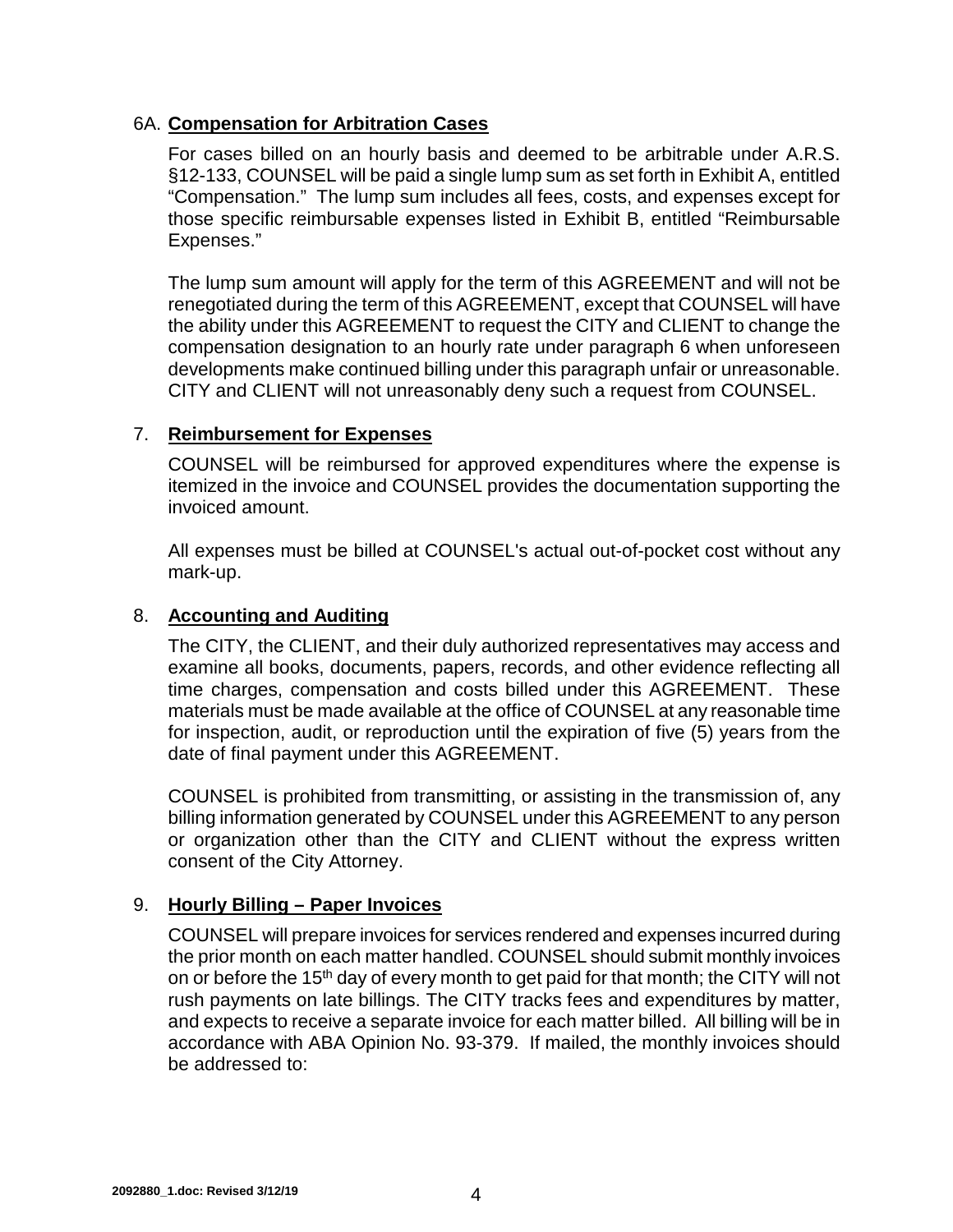6A. **Compensation for Arbitration Cases**

For cases billed on an hourly basis and deemed to be arbitrable under A.R.S. §12-133, COUNSEL will be paid a single lump sum as set forth in Exhibit A, entitled "Compensation." The lump sum includes all fees, costs, and expenses except for those specific reimbursable expenses listed in Exhibit B, entitled "Reimbursable Expenses."

The lump sum amount will apply for the term of this AGREEMENT and will not be renegotiated during the term of this AGREEMENT, except that COUNSEL will have the ability under this AGREEMENT to request the CITY and CLIENT to change the compensation designation to an hourly rate under paragraph 6 when unforeseen developments make continued billing under this paragraph unfair or unreasonable. CITY and CLIENT will not unreasonably deny such a request from COUNSEL.

7. **Reimbursement for Expenses**

COUNSEL will be reimbursed for approved expenditures where the expense is itemized in the invoice and COUNSEL provides the documentation supporting the invoiced amount.

All expenses must be billed at COUNSEL's actual out-of-pocket cost without any mark-up.

8. **Accounting and Auditing**

The CITY, the CLIENT, and their duly authorized representatives may access and examine all books, documents, papers, records, and other evidence reflecting all time charges, compensation and costs billed under this AGREEMENT. These materials must be made available at the office of COUNSEL at any reasonable time for inspection, audit, or reproduction until the expiration of five (5) years from the date of final payment under this AGREEMENT.

COUNSEL is prohibited from transmitting, or assisting in the transmission of, any billing information generated by COUNSEL under this AGREEMENT to any person or organization other than the CITY and CLIENT without the express written consent of the City Attorney.

9. **Hourly Billing – Paper Invoices**

COUNSEL will prepare invoices for services rendered and expenses incurred during the prior month on each matter handled. COUNSEL should submit monthly invoices on or before the 15th day of every month to get paid for that month; the CITY will not rush payments on late billings. The CITY tracks fees and expenditures by matter, and expects to receive a separate invoice for each matter billed. All billing will be in accordance with ABA Opinion No. 93-379. If mailed, the monthly invoices should be addressed to: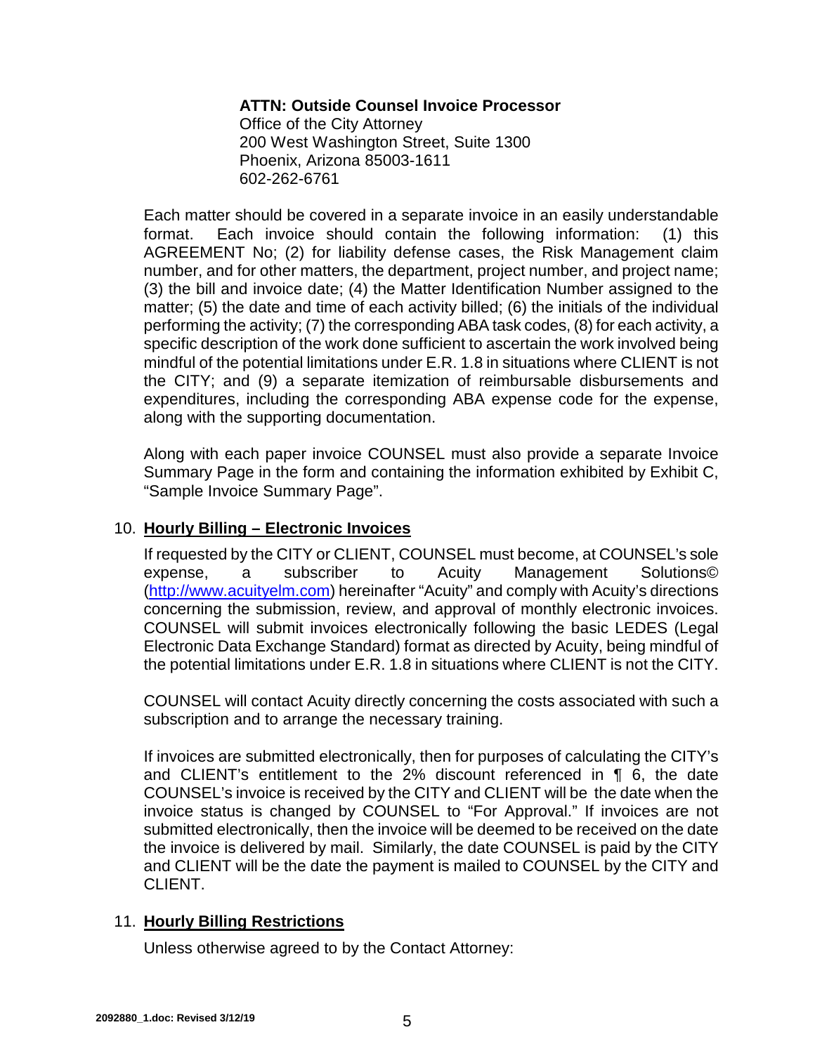**ATTN: Outside Counsel Invoice Processor**
Office of the City Attorney
200 West Washington Street, Suite 1300
Phoenix, Arizona 85003-1611
602-262-6761

Each matter should be covered in a separate invoice in an easily understandable format. Each invoice should contain the following information: (1) this AGREEMENT No; (2) for liability defense cases, the Risk Management claim number, and for other matters, the department, project number, and project name; (3) the bill and invoice date; (4) the Matter Identification Number assigned to the matter; (5) the date and time of each activity billed; (6) the initials of the individual performing the activity; (7) the corresponding ABA task codes, (8) for each activity, a specific description of the work done sufficient to ascertain the work involved being mindful of the potential limitations under E.R. 1.8 in situations where CLIENT is not the CITY; and (9) a separate itemization of reimbursable disbursements and expenditures, including the corresponding ABA expense code for the expense, along with the supporting documentation.

Along with each paper invoice COUNSEL must also provide a separate Invoice Summary Page in the form and containing the information exhibited by Exhibit C, "Sample Invoice Summary Page".

10. **Hourly Billing – Electronic Invoices**

If requested by the CITY or CLIENT, COUNSEL must become, at COUNSEL's sole expense, a subscriber to Acuity Management Solutions© (http://www.acuityelm.com) hereinafter "Acuity" and comply with Acuity's directions concerning the submission, review, and approval of monthly electronic invoices. COUNSEL will submit invoices electronically following the basic LEDES (Legal Electronic Data Exchange Standard) format as directed by Acuity, being mindful of the potential limitations under E.R. 1.8 in situations where CLIENT is not the CITY.

COUNSEL will contact Acuity directly concerning the costs associated with such a subscription and to arrange the necessary training.

If invoices are submitted electronically, then for purposes of calculating the CITY's and CLIENT's entitlement to the 2% discount referenced in ¶ 6, the date COUNSEL's invoice is received by the CITY and CLIENT will be the date when the invoice status is changed by COUNSEL to "For Approval." If invoices are not submitted electronically, then the invoice will be deemed to be received on the date the invoice is delivered by mail. Similarly, the date COUNSEL is paid by the CITY and CLIENT will be the date the payment is mailed to COUNSEL by the CITY and CLIENT.

11. **Hourly Billing Restrictions**

Unless otherwise agreed to by the Contact Attorney: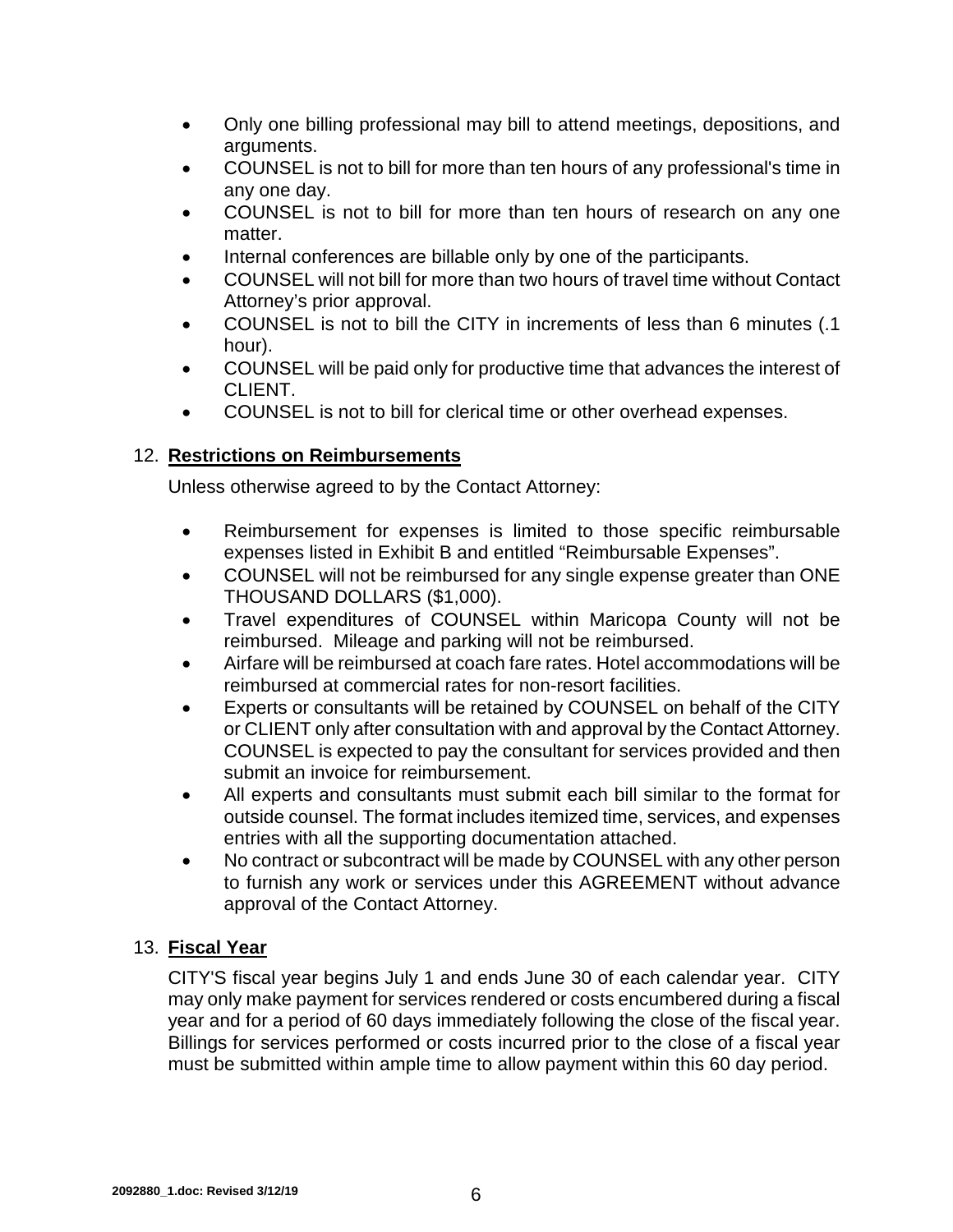- Only one billing professional may bill to attend meetings, depositions, and arguments.
- COUNSEL is not to bill for more than ten hours of any professional's time in any one day.
- COUNSEL is not to bill for more than ten hours of research on any one matter.
- Internal conferences are billable only by one of the participants.
- COUNSEL will not bill for more than two hours of travel time without Contact Attorney's prior approval.
- COUNSEL is not to bill the CITY in increments of less than 6 minutes (.1 hour).
- COUNSEL will be paid only for productive time that advances the interest of CLIENT.
- COUNSEL is not to bill for clerical time or other overhead expenses.

12. **Restrictions on Reimbursements**

Unless otherwise agreed to by the Contact Attorney:

- Reimbursement for expenses is limited to those specific reimbursable expenses listed in Exhibit B and entitled "Reimbursable Expenses".
- COUNSEL will not be reimbursed for any single expense greater than ONE THOUSAND DOLLARS ($1,000).
- Travel expenditures of COUNSEL within Maricopa County will not be reimbursed. Mileage and parking will not be reimbursed.
- Airfare will be reimbursed at coach fare rates. Hotel accommodations will be reimbursed at commercial rates for non-resort facilities.
- Experts or consultants will be retained by COUNSEL on behalf of the CITY or CLIENT only after consultation with and approval by the Contact Attorney. COUNSEL is expected to pay the consultant for services provided and then submit an invoice for reimbursement.
- All experts and consultants must submit each bill similar to the format for outside counsel. The format includes itemized time, services, and expenses entries with all the supporting documentation attached.
- No contract or subcontract will be made by COUNSEL with any other person to furnish any work or services under this AGREEMENT without advance approval of the Contact Attorney.

13. **Fiscal Year**

CITY'S fiscal year begins July 1 and ends June 30 of each calendar year. CITY may only make payment for services rendered or costs encumbered during a fiscal year and for a period of 60 days immediately following the close of the fiscal year. Billings for services performed or costs incurred prior to the close of a fiscal year must be submitted within ample time to allow payment within this 60 day period.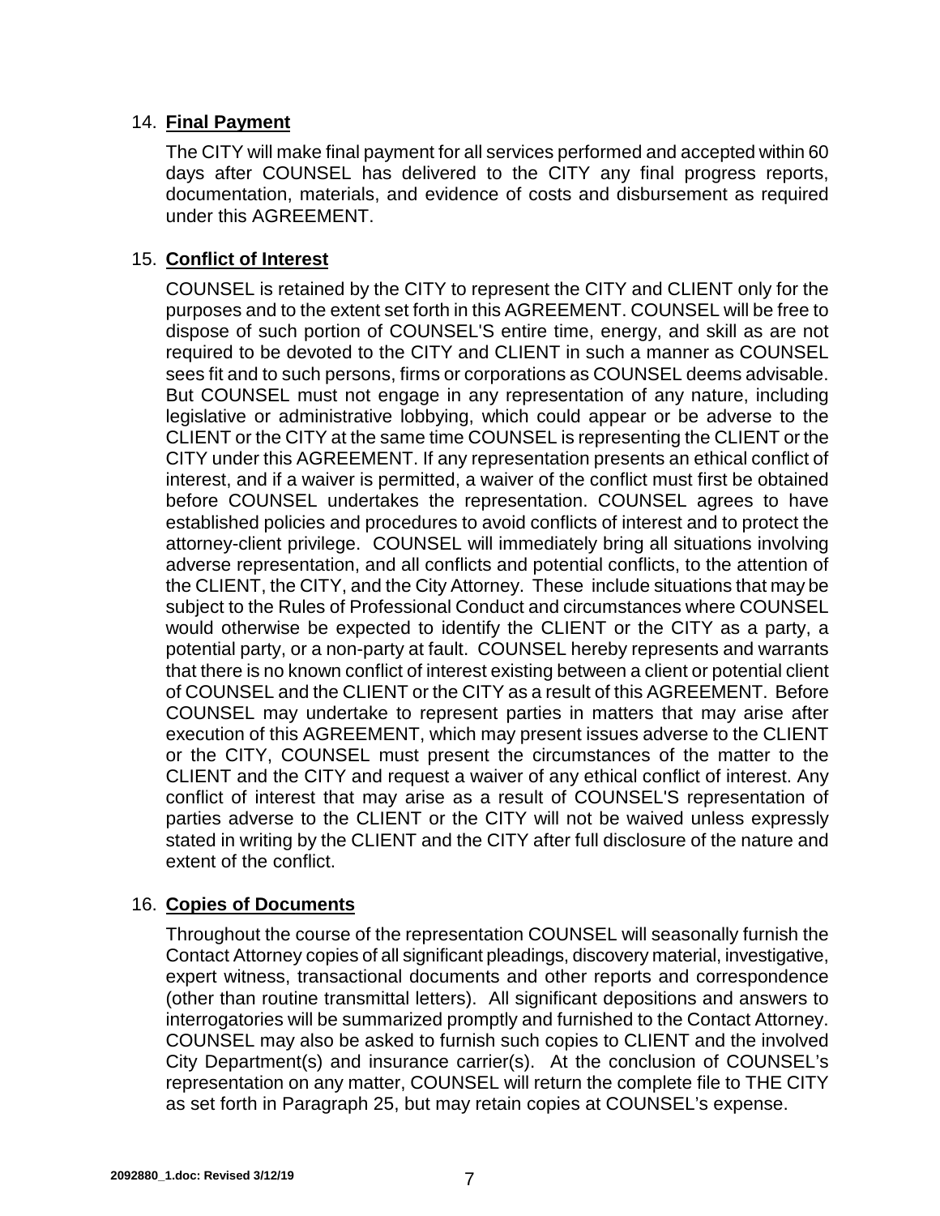## 14. **Final Payment**

The CITY will make final payment for all services performed and accepted within 60 days after COUNSEL has delivered to the CITY any final progress reports, documentation, materials, and evidence of costs and disbursement as required under this AGREEMENT.

## 15. **Conflict of Interest**

COUNSEL is retained by the CITY to represent the CITY and CLIENT only for the purposes and to the extent set forth in this AGREEMENT. COUNSEL will be free to dispose of such portion of COUNSEL'S entire time, energy, and skill as are not required to be devoted to the CITY and CLIENT in such a manner as COUNSEL sees fit and to such persons, firms or corporations as COUNSEL deems advisable. But COUNSEL must not engage in any representation of any nature, including legislative or administrative lobbying, which could appear or be adverse to the CLIENT or the CITY at the same time COUNSEL is representing the CLIENT or the CITY under this AGREEMENT. If any representation presents an ethical conflict of interest, and if a waiver is permitted, a waiver of the conflict must first be obtained before COUNSEL undertakes the representation. COUNSEL agrees to have established policies and procedures to avoid conflicts of interest and to protect the attorney-client privilege. COUNSEL will immediately bring all situations involving adverse representation, and all conflicts and potential conflicts, to the attention of the CLIENT, the CITY, and the City Attorney. These include situations that may be subject to the Rules of Professional Conduct and circumstances where COUNSEL would otherwise be expected to identify the CLIENT or the CITY as a party, a potential party, or a non-party at fault. COUNSEL hereby represents and warrants that there is no known conflict of interest existing between a client or potential client of COUNSEL and the CLIENT or the CITY as a result of this AGREEMENT. Before COUNSEL may undertake to represent parties in matters that may arise after execution of this AGREEMENT, which may present issues adverse to the CLIENT or the CITY, COUNSEL must present the circumstances of the matter to the CLIENT and the CITY and request a waiver of any ethical conflict of interest. Any conflict of interest that may arise as a result of COUNSEL'S representation of parties adverse to the CLIENT or the CITY will not be waived unless expressly stated in writing by the CLIENT and the CITY after full disclosure of the nature and extent of the conflict.

## 16. **Copies of Documents**

Throughout the course of the representation COUNSEL will seasonally furnish the Contact Attorney copies of all significant pleadings, discovery material, investigative, expert witness, transactional documents and other reports and correspondence (other than routine transmittal letters). All significant depositions and answers to interrogatories will be summarized promptly and furnished to the Contact Attorney. COUNSEL may also be asked to furnish such copies to CLIENT and the involved City Department(s) and insurance carrier(s). At the conclusion of COUNSEL's representation on any matter, COUNSEL will return the complete file to THE CITY as set forth in Paragraph 25, but may retain copies at COUNSEL's expense.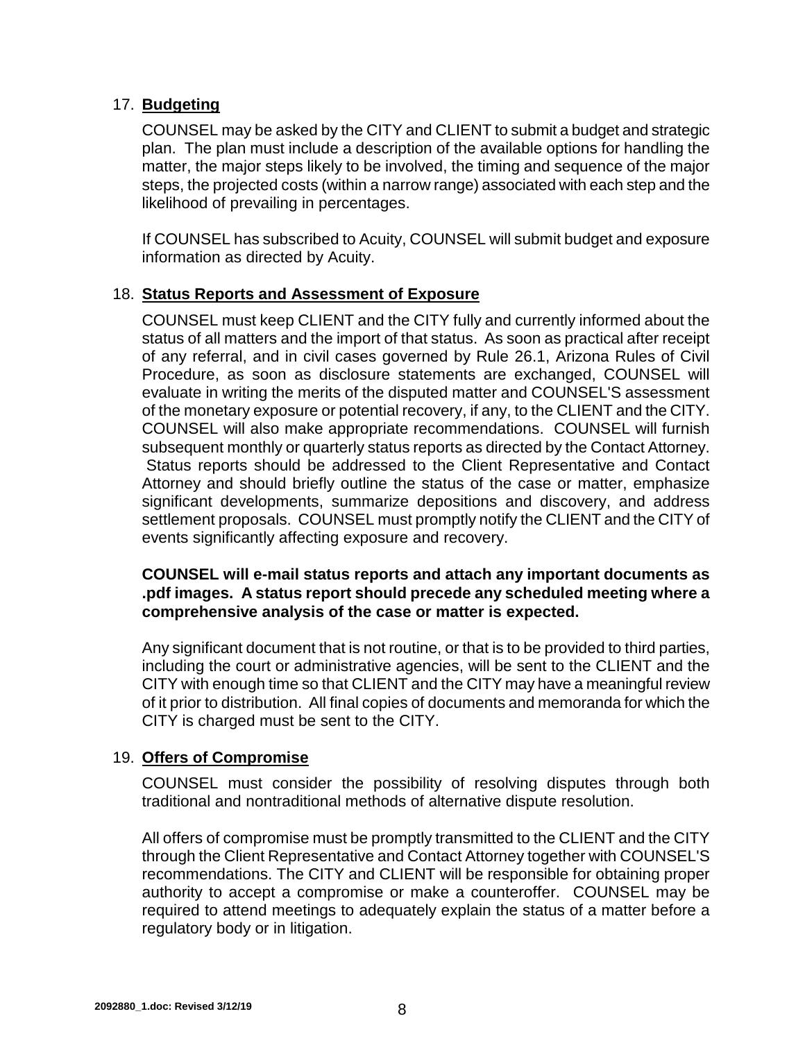## 17. **Budgeting**

COUNSEL may be asked by the CITY and CLIENT to submit a budget and strategic plan. The plan must include a description of the available options for handling the matter, the major steps likely to be involved, the timing and sequence of the major steps, the projected costs (within a narrow range) associated with each step and the likelihood of prevailing in percentages.

If COUNSEL has subscribed to Acuity, COUNSEL will submit budget and exposure information as directed by Acuity.

## 18. **Status Reports and Assessment of Exposure**

COUNSEL must keep CLIENT and the CITY fully and currently informed about the status of all matters and the import of that status. As soon as practical after receipt of any referral, and in civil cases governed by Rule 26.1, Arizona Rules of Civil Procedure, as soon as disclosure statements are exchanged, COUNSEL will evaluate in writing the merits of the disputed matter and COUNSEL'S assessment of the monetary exposure or potential recovery, if any, to the CLIENT and the CITY. COUNSEL will also make appropriate recommendations. COUNSEL will furnish subsequent monthly or quarterly status reports as directed by the Contact Attorney. Status reports should be addressed to the Client Representative and Contact Attorney and should briefly outline the status of the case or matter, emphasize significant developments, summarize depositions and discovery, and address settlement proposals. COUNSEL must promptly notify the CLIENT and the CITY of events significantly affecting exposure and recovery.

**COUNSEL will e-mail status reports and attach any important documents as .pdf images. A status report should precede any scheduled meeting where a comprehensive analysis of the case or matter is expected.**

Any significant document that is not routine, or that is to be provided to third parties, including the court or administrative agencies, will be sent to the CLIENT and the CITY with enough time so that CLIENT and the CITY may have a meaningful review of it prior to distribution. All final copies of documents and memoranda for which the CITY is charged must be sent to the CITY.

## 19. **Offers of Compromise**

COUNSEL must consider the possibility of resolving disputes through both traditional and nontraditional methods of alternative dispute resolution.

All offers of compromise must be promptly transmitted to the CLIENT and the CITY through the Client Representative and Contact Attorney together with COUNSEL'S recommendations. The CITY and CLIENT will be responsible for obtaining proper authority to accept a compromise or make a counteroffer. COUNSEL may be required to attend meetings to adequately explain the status of a matter before a regulatory body or in litigation.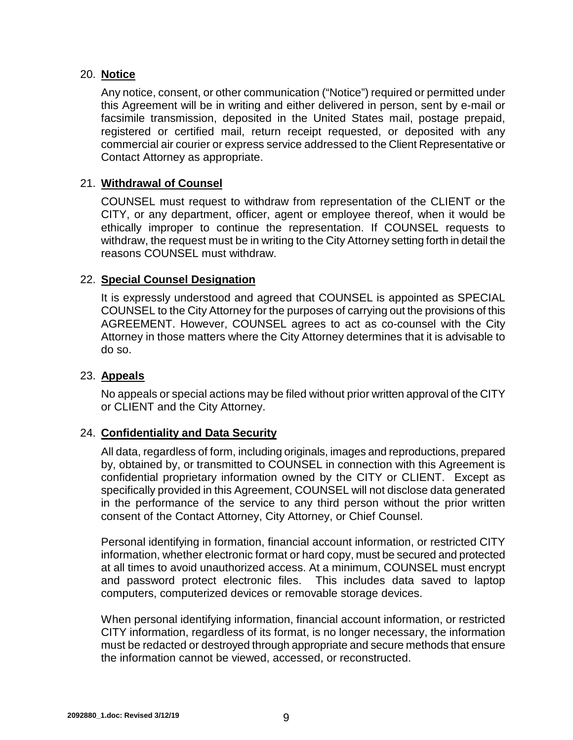20. **Notice**

    Any notice, consent, or other communication ("Notice") required or permitted under this Agreement will be in writing and either delivered in person, sent by e-mail or facsimile transmission, deposited in the United States mail, postage prepaid, registered or certified mail, return receipt requested, or deposited with any commercial air courier or express service addressed to the Client Representative or Contact Attorney as appropriate.

21. **Withdrawal of Counsel**

    COUNSEL must request to withdraw from representation of the CLIENT or the CITY, or any department, officer, agent or employee thereof, when it would be ethically improper to continue the representation. If COUNSEL requests to withdraw, the request must be in writing to the City Attorney setting forth in detail the reasons COUNSEL must withdraw.

22. **Special Counsel Designation**

    It is expressly understood and agreed that COUNSEL is appointed as SPECIAL COUNSEL to the City Attorney for the purposes of carrying out the provisions of this AGREEMENT. However, COUNSEL agrees to act as co-counsel with the City Attorney in those matters where the City Attorney determines that it is advisable to do so.

23. **Appeals**

    No appeals or special actions may be filed without prior written approval of the CITY or CLIENT and the City Attorney.

24. **Confidentiality and Data Security**

    All data, regardless of form, including originals, images and reproductions, prepared by, obtained by, or transmitted to COUNSEL in connection with this Agreement is confidential proprietary information owned by the CITY or CLIENT. Except as specifically provided in this Agreement, COUNSEL will not disclose data generated in the performance of the service to any third person without the prior written consent of the Contact Attorney, City Attorney, or Chief Counsel.

    Personal identifying in formation, financial account information, or restricted CITY information, whether electronic format or hard copy, must be secured and protected at all times to avoid unauthorized access. At a minimum, COUNSEL must encrypt and password protect electronic files. This includes data saved to laptop computers, computerized devices or removable storage devices.

    When personal identifying information, financial account information, or restricted CITY information, regardless of its format, is no longer necessary, the information must be redacted or destroyed through appropriate and secure methods that ensure the information cannot be viewed, accessed, or reconstructed.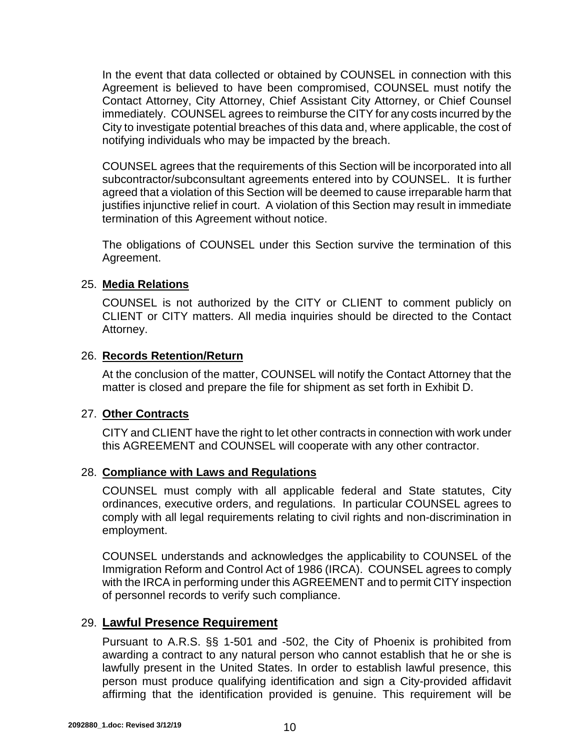In the event that data collected or obtained by COUNSEL in connection with this Agreement is believed to have been compromised, COUNSEL must notify the Contact Attorney, City Attorney, Chief Assistant City Attorney, or Chief Counsel immediately. COUNSEL agrees to reimburse the CITY for any costs incurred by the City to investigate potential breaches of this data and, where applicable, the cost of notifying individuals who may be impacted by the breach.

COUNSEL agrees that the requirements of this Section will be incorporated into all subcontractor/subconsultant agreements entered into by COUNSEL. It is further agreed that a violation of this Section will be deemed to cause irreparable harm that justifies injunctive relief in court. A violation of this Section may result in immediate termination of this Agreement without notice.

The obligations of COUNSEL under this Section survive the termination of this Agreement.

25. **Media Relations**

COUNSEL is not authorized by the CITY or CLIENT to comment publicly on CLIENT or CITY matters. All media inquiries should be directed to the Contact Attorney.

26. **Records Retention/Return**

At the conclusion of the matter, COUNSEL will notify the Contact Attorney that the matter is closed and prepare the file for shipment as set forth in Exhibit D.

27. **Other Contracts**

CITY and CLIENT have the right to let other contracts in connection with work under this AGREEMENT and COUNSEL will cooperate with any other contractor.

28. **Compliance with Laws and Regulations**

COUNSEL must comply with all applicable federal and State statutes, City ordinances, executive orders, and regulations. In particular COUNSEL agrees to comply with all legal requirements relating to civil rights and non-discrimination in employment.

COUNSEL understands and acknowledges the applicability to COUNSEL of the Immigration Reform and Control Act of 1986 (IRCA). COUNSEL agrees to comply with the IRCA in performing under this AGREEMENT and to permit CITY inspection of personnel records to verify such compliance.

29. **Lawful Presence Requirement**

Pursuant to A.R.S. §§ 1-501 and -502, the City of Phoenix is prohibited from awarding a contract to any natural person who cannot establish that he or she is lawfully present in the United States. In order to establish lawful presence, this person must produce qualifying identification and sign a City-provided affidavit affirming that the identification provided is genuine. This requirement will be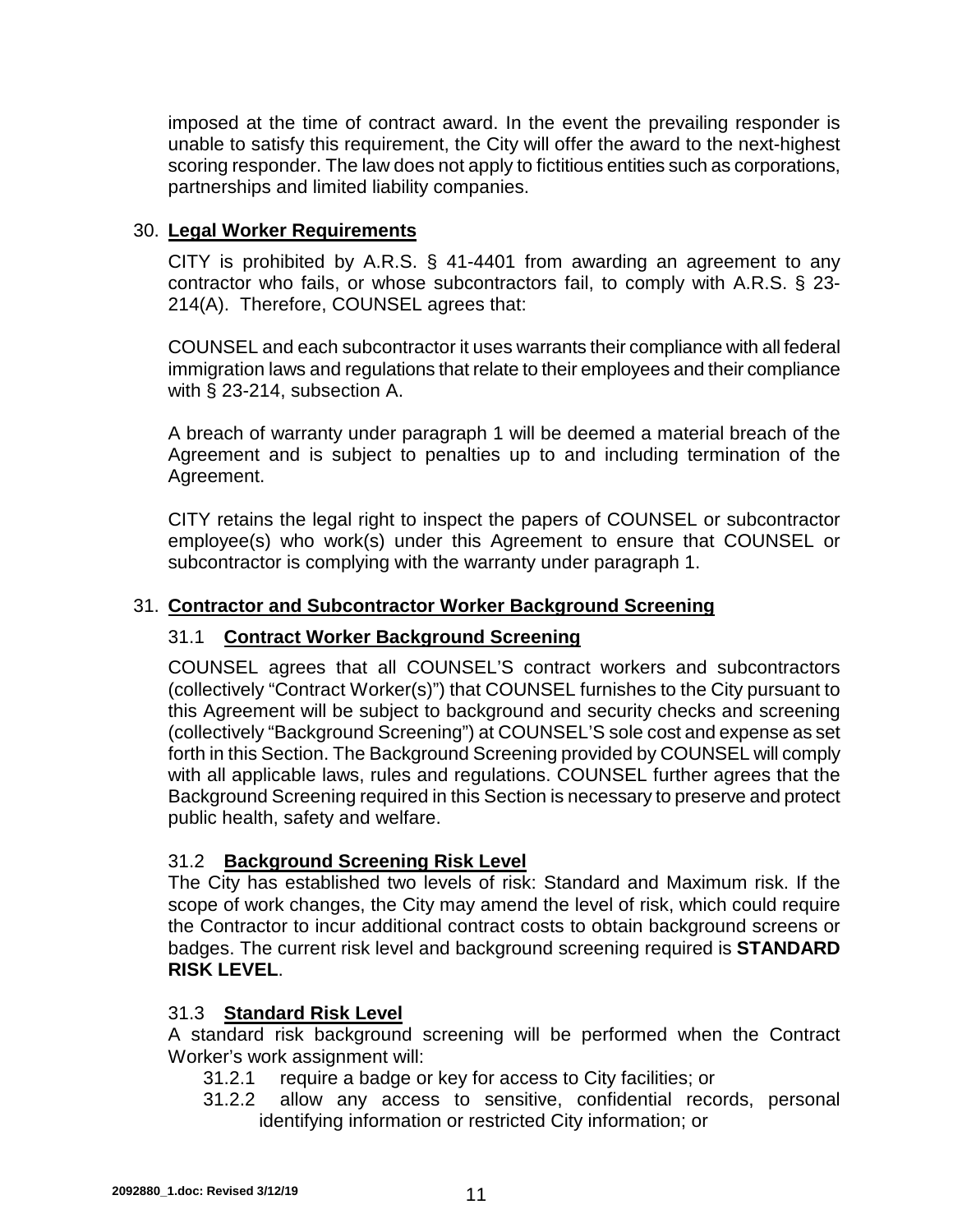imposed at the time of contract award. In the event the prevailing responder is unable to satisfy this requirement, the City will offer the award to the next-highest scoring responder. The law does not apply to fictitious entities such as corporations, partnerships and limited liability companies.

30. **Legal Worker Requirements**

CITY is prohibited by A.R.S. § 41-4401 from awarding an agreement to any contractor who fails, or whose subcontractors fail, to comply with A.R.S. § 23-214(A). Therefore, COUNSEL agrees that:

COUNSEL and each subcontractor it uses warrants their compliance with all federal immigration laws and regulations that relate to their employees and their compliance with § 23-214, subsection A.

A breach of warranty under paragraph 1 will be deemed a material breach of the Agreement and is subject to penalties up to and including termination of the Agreement.

CITY retains the legal right to inspect the papers of COUNSEL or subcontractor employee(s) who work(s) under this Agreement to ensure that COUNSEL or subcontractor is complying with the warranty under paragraph 1.

31. **Contractor and Subcontractor Worker Background Screening**

31.1 **Contract Worker Background Screening**

COUNSEL agrees that all COUNSEL'S contract workers and subcontractors (collectively "Contract Worker(s)") that COUNSEL furnishes to the City pursuant to this Agreement will be subject to background and security checks and screening (collectively "Background Screening") at COUNSEL'S sole cost and expense as set forth in this Section. The Background Screening provided by COUNSEL will comply with all applicable laws, rules and regulations. COUNSEL further agrees that the Background Screening required in this Section is necessary to preserve and protect public health, safety and welfare.

31.2 **Background Screening Risk Level**

The City has established two levels of risk: Standard and Maximum risk. If the scope of work changes, the City may amend the level of risk, which could require the Contractor to incur additional contract costs to obtain background screens or badges. The current risk level and background screening required is **STANDARD RISK LEVEL**.

31.3 **Standard Risk Level**

A standard risk background screening will be performed when the Contract Worker's work assignment will:

31.2.1 require a badge or key for access to City facilities; or

31.2.2 allow any access to sensitive, confidential records, personal identifying information or restricted City information; or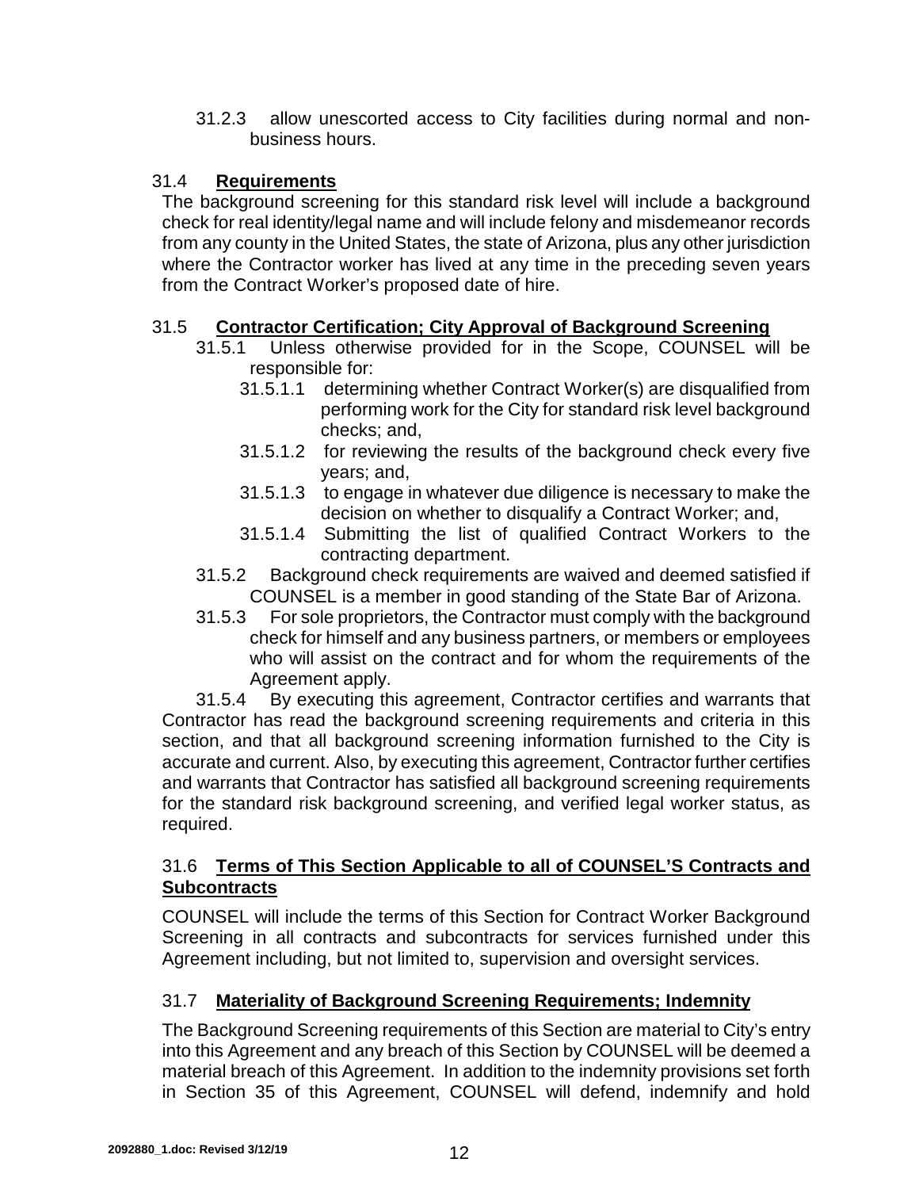31.2.3 allow unescorted access to City facilities during normal and non-business hours.

### 31.4 **Requirements**

The background screening for this standard risk level will include a background check for real identity/legal name and will include felony and misdemeanor records from any county in the United States, the state of Arizona, plus any other jurisdiction where the Contractor worker has lived at any time in the preceding seven years from the Contract Worker's proposed date of hire.

### 31.5 **Contractor Certification; City Approval of Background Screening**

31.5.1 Unless otherwise provided for in the Scope, COUNSEL will be responsible for:

31.5.1.1 determining whether Contract Worker(s) are disqualified from performing work for the City for standard risk level background checks; and,

31.5.1.2 for reviewing the results of the background check every five years; and,

31.5.1.3 to engage in whatever due diligence is necessary to make the decision on whether to disqualify a Contract Worker; and,

31.5.1.4 Submitting the list of qualified Contract Workers to the contracting department.

31.5.2 Background check requirements are waived and deemed satisfied if COUNSEL is a member in good standing of the State Bar of Arizona.

31.5.3 For sole proprietors, the Contractor must comply with the background check for himself and any business partners, or members or employees who will assist on the contract and for whom the requirements of the Agreement apply.

31.5.4 By executing this agreement, Contractor certifies and warrants that Contractor has read the background screening requirements and criteria in this section, and that all background screening information furnished to the City is accurate and current. Also, by executing this agreement, Contractor further certifies and warrants that Contractor has satisfied all background screening requirements for the standard risk background screening, and verified legal worker status, as required.

### 31.6 **Terms of This Section Applicable to all of COUNSEL'S Contracts and Subcontracts**

COUNSEL will include the terms of this Section for Contract Worker Background Screening in all contracts and subcontracts for services furnished under this Agreement including, but not limited to, supervision and oversight services.

### 31.7 **Materiality of Background Screening Requirements; Indemnity**

The Background Screening requirements of this Section are material to City's entry into this Agreement and any breach of this Section by COUNSEL will be deemed a material breach of this Agreement. In addition to the indemnity provisions set forth in Section 35 of this Agreement, COUNSEL will defend, indemnify and hold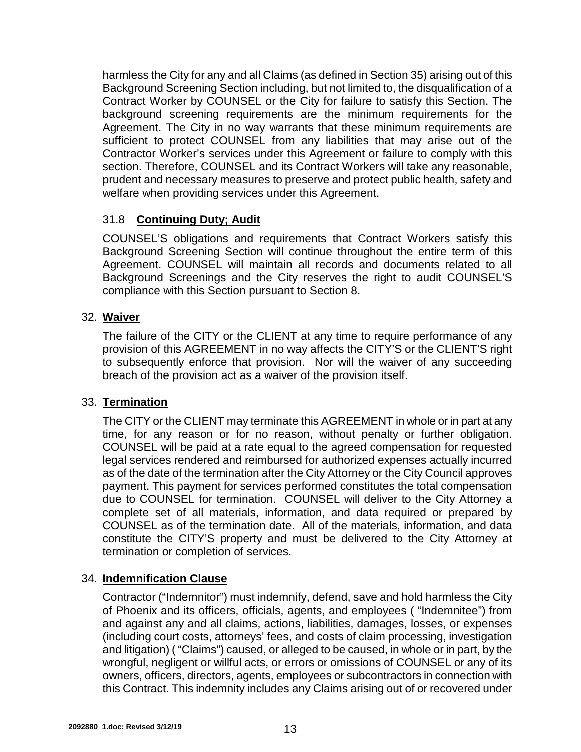harmless the City for any and all Claims (as defined in Section 35) arising out of this Background Screening Section including, but not limited to, the disqualification of a Contract Worker by COUNSEL or the City for failure to satisfy this Section. The background screening requirements are the minimum requirements for the Agreement. The City in no way warrants that these minimum requirements are sufficient to protect COUNSEL from any liabilities that may arise out of the Contractor Worker's services under this Agreement or failure to comply with this section. Therefore, COUNSEL and its Contract Workers will take any reasonable, prudent and necessary measures to preserve and protect public health, safety and welfare when providing services under this Agreement.

### 31.8 **Continuing Duty; Audit**

COUNSEL'S obligations and requirements that Contract Workers satisfy this Background Screening Section will continue throughout the entire term of this Agreement. COUNSEL will maintain all records and documents related to all Background Screenings and the City reserves the right to audit COUNSEL'S compliance with this Section pursuant to Section 8.

## 32. **Waiver**

The failure of the CITY or the CLIENT at any time to require performance of any provision of this AGREEMENT in no way affects the CITY'S or the CLIENT'S right to subsequently enforce that provision. Nor will the waiver of any succeeding breach of the provision act as a waiver of the provision itself.

## 33. **Termination**

The CITY or the CLIENT may terminate this AGREEMENT in whole or in part at any time, for any reason or for no reason, without penalty or further obligation. COUNSEL will be paid at a rate equal to the agreed compensation for requested legal services rendered and reimbursed for authorized expenses actually incurred as of the date of the termination after the City Attorney or the City Council approves payment. This payment for services performed constitutes the total compensation due to COUNSEL for termination. COUNSEL will deliver to the City Attorney a complete set of all materials, information, and data required or prepared by COUNSEL as of the termination date. All of the materials, information, and data constitute the CITY'S property and must be delivered to the City Attorney at termination or completion of services.

## 34. **Indemnification Clause**

Contractor ("Indemnitor") must indemnify, defend, save and hold harmless the City of Phoenix and its officers, officials, agents, and employees ( "Indemnitee") from and against any and all claims, actions, liabilities, damages, losses, or expenses (including court costs, attorneys' fees, and costs of claim processing, investigation and litigation) ( "Claims") caused, or alleged to be caused, in whole or in part, by the wrongful, negligent or willful acts, or errors or omissions of COUNSEL or any of its owners, officers, directors, agents, employees or subcontractors in connection with this Contract. This indemnity includes any Claims arising out of or recovered under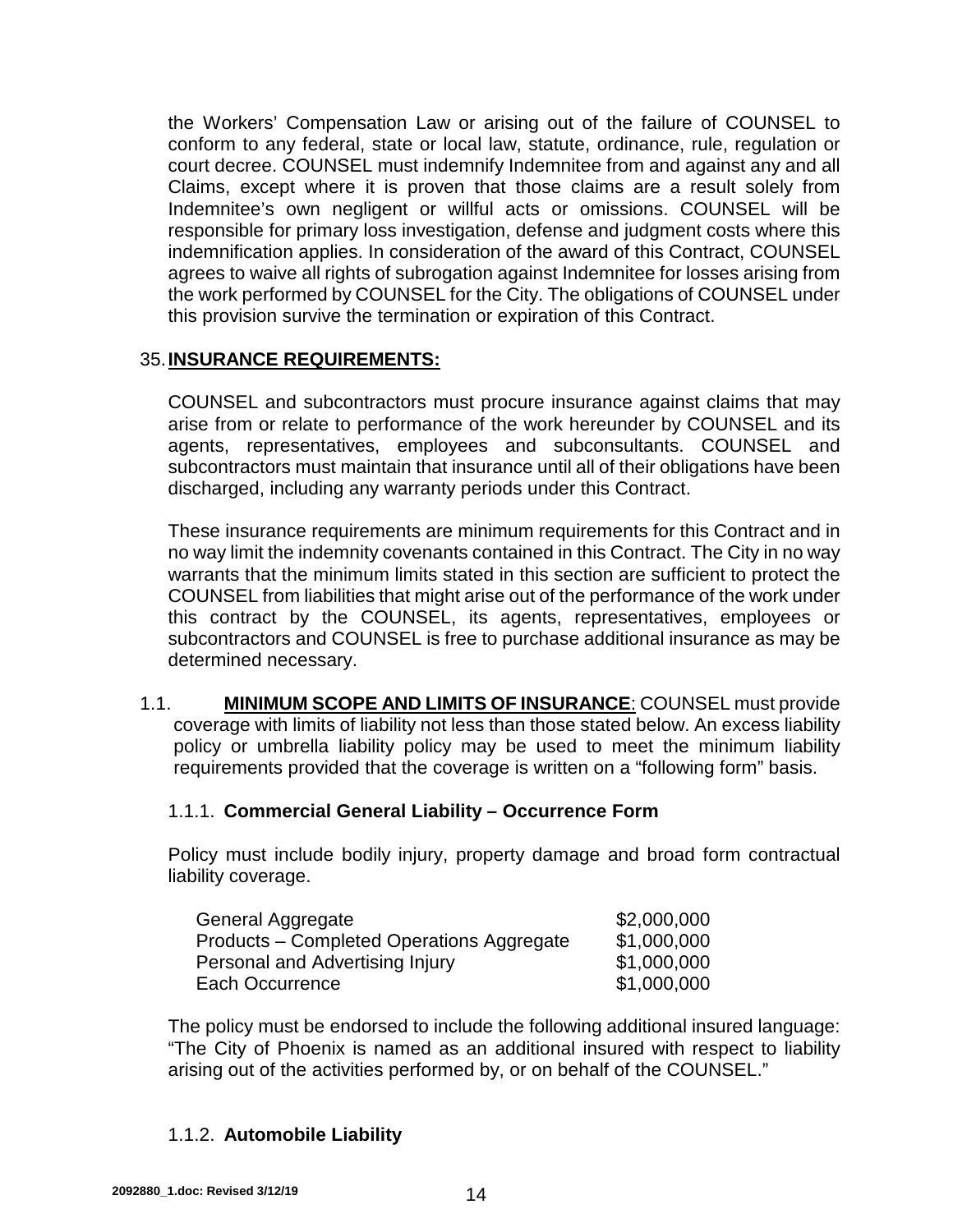the Workers' Compensation Law or arising out of the failure of COUNSEL to conform to any federal, state or local law, statute, ordinance, rule, regulation or court decree. COUNSEL must indemnify Indemnitee from and against any and all Claims, except where it is proven that those claims are a result solely from Indemnitee's own negligent or willful acts or omissions. COUNSEL will be responsible for primary loss investigation, defense and judgment costs where this indemnification applies. In consideration of the award of this Contract, COUNSEL agrees to waive all rights of subrogation against Indemnitee for losses arising from the work performed by COUNSEL for the City. The obligations of COUNSEL under this provision survive the termination or expiration of this Contract.

## 35. INSURANCE REQUIREMENTS:

COUNSEL and subcontractors must procure insurance against claims that may arise from or relate to performance of the work hereunder by COUNSEL and its agents, representatives, employees and subconsultants. COUNSEL and subcontractors must maintain that insurance until all of their obligations have been discharged, including any warranty periods under this Contract.

These insurance requirements are minimum requirements for this Contract and in no way limit the indemnity covenants contained in this Contract. The City in no way warrants that the minimum limits stated in this section are sufficient to protect the COUNSEL from liabilities that might arise out of the performance of the work under this contract by the COUNSEL, its agents, representatives, employees or subcontractors and COUNSEL is free to purchase additional insurance as may be determined necessary.

1.1. **MINIMUM SCOPE AND LIMITS OF INSURANCE**: COUNSEL must provide coverage with limits of liability not less than those stated below. An excess liability policy or umbrella liability policy may be used to meet the minimum liability requirements provided that the coverage is written on a "following form" basis.

### 1.1.1. Commercial General Liability – Occurrence Form

Policy must include bodily injury, property damage and broad form contractual liability coverage.

| | |
|---|---|
| General Aggregate | $2,000,000 |
| Products – Completed Operations Aggregate | $1,000,000 |
| Personal and Advertising Injury | $1,000,000 |
| Each Occurrence | $1,000,000 |

The policy must be endorsed to include the following additional insured language: "The City of Phoenix is named as an additional insured with respect to liability arising out of the activities performed by, or on behalf of the COUNSEL."

### 1.1.2. Automobile Liability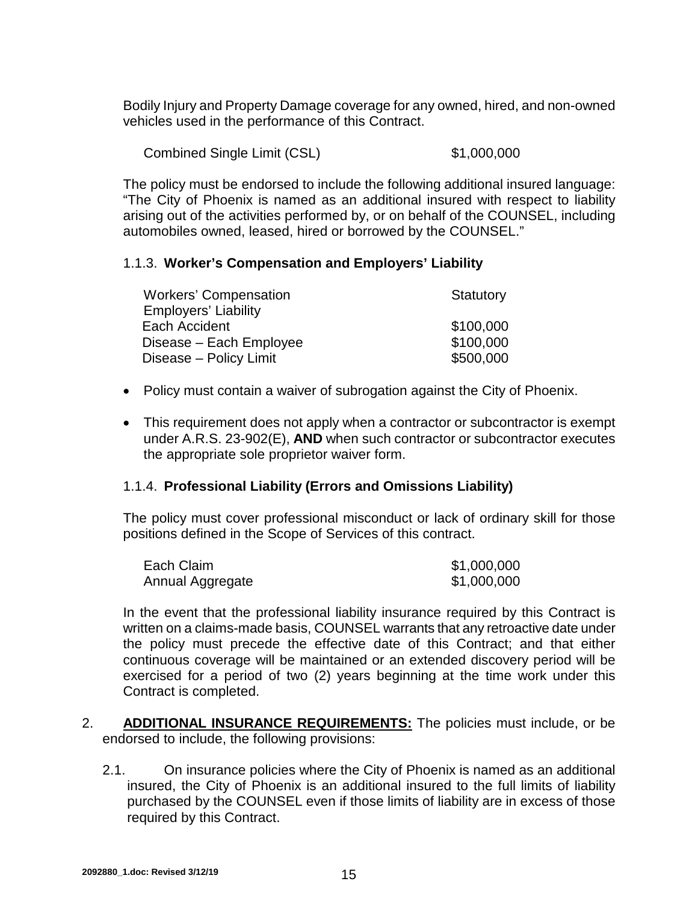Bodily Injury and Property Damage coverage for any owned, hired, and non-owned vehicles used in the performance of this Contract.

| | |
|---|---|
| Combined Single Limit (CSL) | $1,000,000 |

The policy must be endorsed to include the following additional insured language: "The City of Phoenix is named as an additional insured with respect to liability arising out of the activities performed by, or on behalf of the COUNSEL, including automobiles owned, leased, hired or borrowed by the COUNSEL."

### 1.1.3. **Worker's Compensation and Employers' Liability**

| | |
|---|---|
| Workers' Compensation | Statutory |
| Employers' Liability | |
| Each Accident | $100,000 |
| Disease – Each Employee | $100,000 |
| Disease – Policy Limit | $500,000 |

- Policy must contain a waiver of subrogation against the City of Phoenix.
- This requirement does not apply when a contractor or subcontractor is exempt under A.R.S. 23-902(E), **AND** when such contractor or subcontractor executes the appropriate sole proprietor waiver form.

### 1.1.4. **Professional Liability (Errors and Omissions Liability)**

The policy must cover professional misconduct or lack of ordinary skill for those positions defined in the Scope of Services of this contract.

| | |
|---|---|
| Each Claim | $1,000,000 |
| Annual Aggregate | $1,000,000 |

In the event that the professional liability insurance required by this Contract is written on a claims-made basis, COUNSEL warrants that any retroactive date under the policy must precede the effective date of this Contract; and that either continuous coverage will be maintained or an extended discovery period will be exercised for a period of two (2) years beginning at the time work under this Contract is completed.

2. **ADDITIONAL INSURANCE REQUIREMENTS:** The policies must include, or be endorsed to include, the following provisions:

   2.1. On insurance policies where the City of Phoenix is named as an additional insured, the City of Phoenix is an additional insured to the full limits of liability purchased by the COUNSEL even if those limits of liability are in excess of those required by this Contract.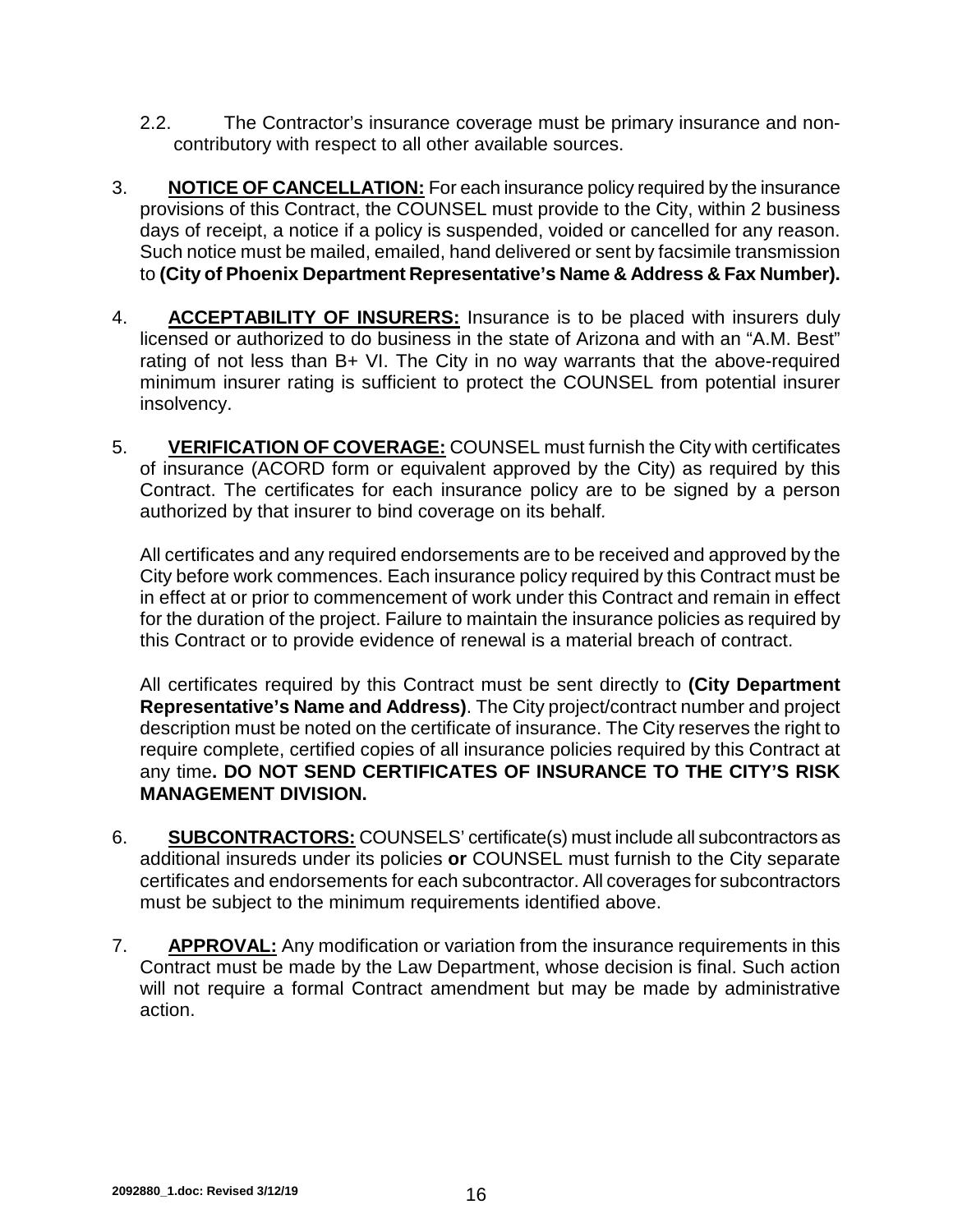2.2. The Contractor's insurance coverage must be primary insurance and non-contributory with respect to all other available sources.

3. **NOTICE OF CANCELLATION:** For each insurance policy required by the insurance provisions of this Contract, the COUNSEL must provide to the City, within 2 business days of receipt, a notice if a policy is suspended, voided or cancelled for any reason. Such notice must be mailed, emailed, hand delivered or sent by facsimile transmission to **(City of Phoenix Department Representative's Name & Address & Fax Number).**

4. **ACCEPTABILITY OF INSURERS:** Insurance is to be placed with insurers duly licensed or authorized to do business in the state of Arizona and with an "A.M. Best" rating of not less than B+ VI. The City in no way warrants that the above-required minimum insurer rating is sufficient to protect the COUNSEL from potential insurer insolvency.

5. **VERIFICATION OF COVERAGE:** COUNSEL must furnish the City with certificates of insurance (ACORD form or equivalent approved by the City) as required by this Contract. The certificates for each insurance policy are to be signed by a person authorized by that insurer to bind coverage on its behalf.

   All certificates and any required endorsements are to be received and approved by the City before work commences. Each insurance policy required by this Contract must be in effect at or prior to commencement of work under this Contract and remain in effect for the duration of the project. Failure to maintain the insurance policies as required by this Contract or to provide evidence of renewal is a material breach of contract.

   All certificates required by this Contract must be sent directly to **(City Department Representative's Name and Address)**. The City project/contract number and project description must be noted on the certificate of insurance. The City reserves the right to require complete, certified copies of all insurance policies required by this Contract at any time**. DO NOT SEND CERTIFICATES OF INSURANCE TO THE CITY'S RISK MANAGEMENT DIVISION.**

6. **SUBCONTRACTORS:** COUNSELS' certificate(s) must include all subcontractors as additional insureds under its policies **or** COUNSEL must furnish to the City separate certificates and endorsements for each subcontractor. All coverages for subcontractors must be subject to the minimum requirements identified above.

7. **APPROVAL:** Any modification or variation from the insurance requirements in this Contract must be made by the Law Department, whose decision is final. Such action will not require a formal Contract amendment but may be made by administrative action.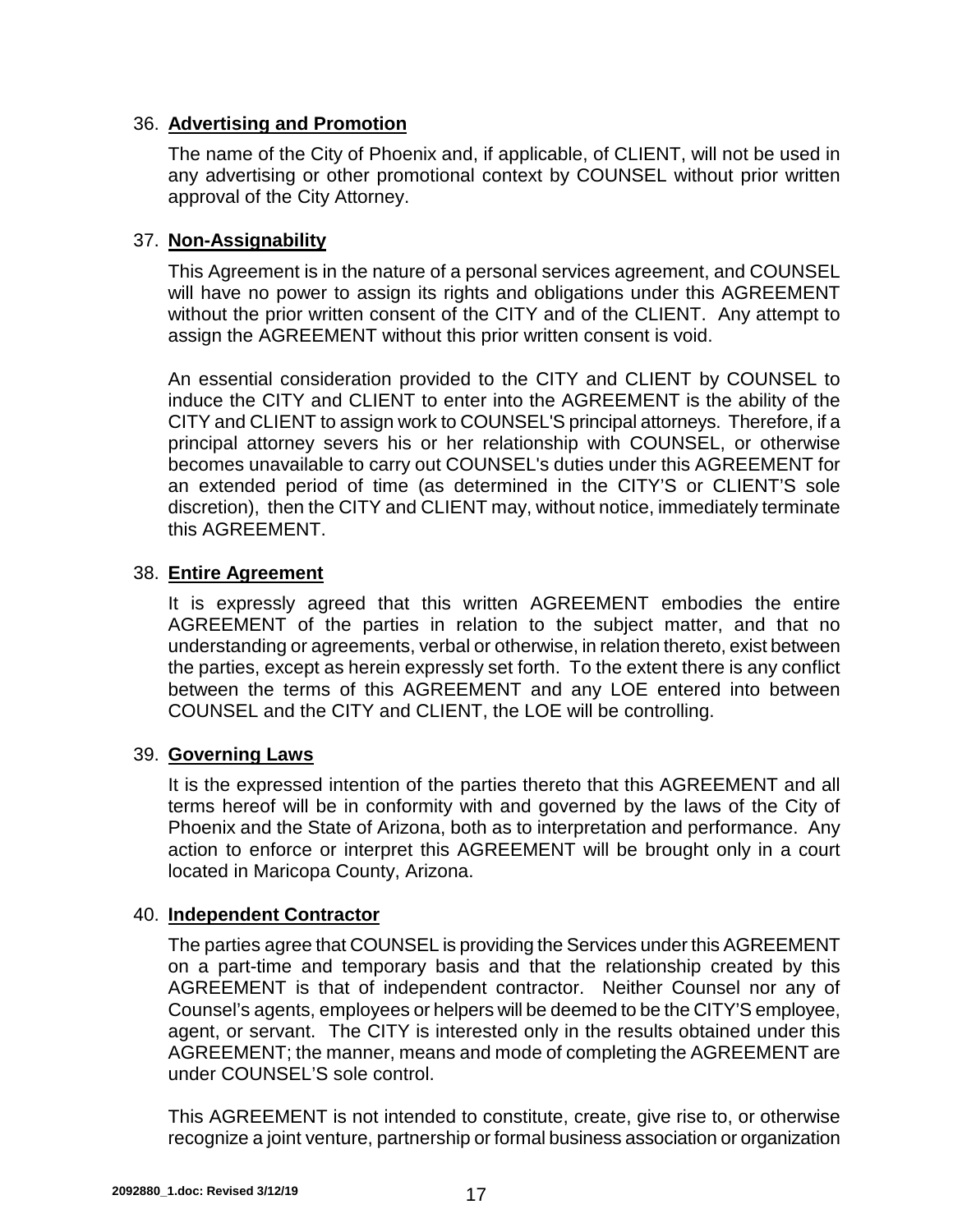36. **Advertising and Promotion**

    The name of the City of Phoenix and, if applicable, of CLIENT, will not be used in any advertising or other promotional context by COUNSEL without prior written approval of the City Attorney.

37. **Non-Assignability**

    This Agreement is in the nature of a personal services agreement, and COUNSEL will have no power to assign its rights and obligations under this AGREEMENT without the prior written consent of the CITY and of the CLIENT. Any attempt to assign the AGREEMENT without this prior written consent is void.

    An essential consideration provided to the CITY and CLIENT by COUNSEL to induce the CITY and CLIENT to enter into the AGREEMENT is the ability of the CITY and CLIENT to assign work to COUNSEL'S principal attorneys. Therefore, if a principal attorney severs his or her relationship with COUNSEL, or otherwise becomes unavailable to carry out COUNSEL's duties under this AGREEMENT for an extended period of time (as determined in the CITY'S or CLIENT'S sole discretion), then the CITY and CLIENT may, without notice, immediately terminate this AGREEMENT.

38. **Entire Agreement**

    It is expressly agreed that this written AGREEMENT embodies the entire AGREEMENT of the parties in relation to the subject matter, and that no understanding or agreements, verbal or otherwise, in relation thereto, exist between the parties, except as herein expressly set forth. To the extent there is any conflict between the terms of this AGREEMENT and any LOE entered into between COUNSEL and the CITY and CLIENT, the LOE will be controlling.

39. **Governing Laws**

    It is the expressed intention of the parties thereto that this AGREEMENT and all terms hereof will be in conformity with and governed by the laws of the City of Phoenix and the State of Arizona, both as to interpretation and performance. Any action to enforce or interpret this AGREEMENT will be brought only in a court located in Maricopa County, Arizona.

40. **Independent Contractor**

    The parties agree that COUNSEL is providing the Services under this AGREEMENT on a part-time and temporary basis and that the relationship created by this AGREEMENT is that of independent contractor. Neither Counsel nor any of Counsel's agents, employees or helpers will be deemed to be the CITY'S employee, agent, or servant. The CITY is interested only in the results obtained under this AGREEMENT; the manner, means and mode of completing the AGREEMENT are under COUNSEL'S sole control.

    This AGREEMENT is not intended to constitute, create, give rise to, or otherwise recognize a joint venture, partnership or formal business association or organization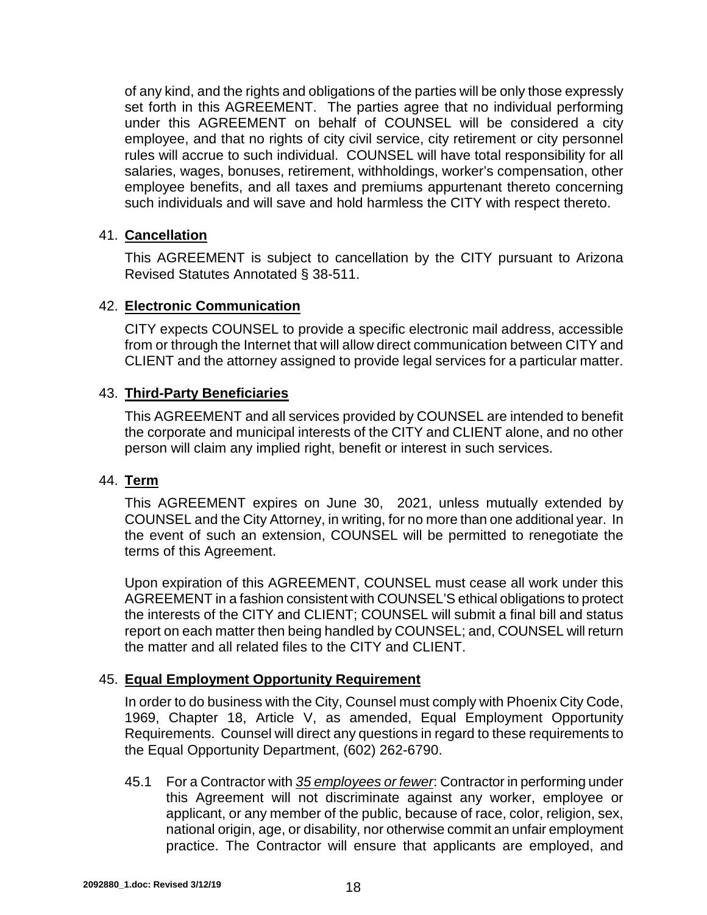of any kind, and the rights and obligations of the parties will be only those expressly set forth in this AGREEMENT. The parties agree that no individual performing under this AGREEMENT on behalf of COUNSEL will be considered a city employee, and that no rights of city civil service, city retirement or city personnel rules will accrue to such individual. COUNSEL will have total responsibility for all salaries, wages, bonuses, retirement, withholdings, worker's compensation, other employee benefits, and all taxes and premiums appurtenant thereto concerning such individuals and will save and hold harmless the CITY with respect thereto.

41. **Cancellation**

This AGREEMENT is subject to cancellation by the CITY pursuant to Arizona Revised Statutes Annotated § 38-511.

42. **Electronic Communication**

CITY expects COUNSEL to provide a specific electronic mail address, accessible from or through the Internet that will allow direct communication between CITY and CLIENT and the attorney assigned to provide legal services for a particular matter.

43. **Third-Party Beneficiaries**

This AGREEMENT and all services provided by COUNSEL are intended to benefit the corporate and municipal interests of the CITY and CLIENT alone, and no other person will claim any implied right, benefit or interest in such services.

44. **Term**

This AGREEMENT expires on June 30, 2021, unless mutually extended by COUNSEL and the City Attorney, in writing, for no more than one additional year. In the event of such an extension, COUNSEL will be permitted to renegotiate the terms of this Agreement.

Upon expiration of this AGREEMENT, COUNSEL must cease all work under this AGREEMENT in a fashion consistent with COUNSEL'S ethical obligations to protect the interests of the CITY and CLIENT; COUNSEL will submit a final bill and status report on each matter then being handled by COUNSEL; and, COUNSEL will return the matter and all related files to the CITY and CLIENT.

45. **Equal Employment Opportunity Requirement**

In order to do business with the City, Counsel must comply with Phoenix City Code, 1969, Chapter 18, Article V, as amended, Equal Employment Opportunity Requirements. Counsel will direct any questions in regard to these requirements to the Equal Opportunity Department, (602) 262-6790.

45.1 For a Contractor with *35 employees or fewer*: Contractor in performing under this Agreement will not discriminate against any worker, employee or applicant, or any member of the public, because of race, color, religion, sex, national origin, age, or disability, nor otherwise commit an unfair employment practice. The Contractor will ensure that applicants are employed, and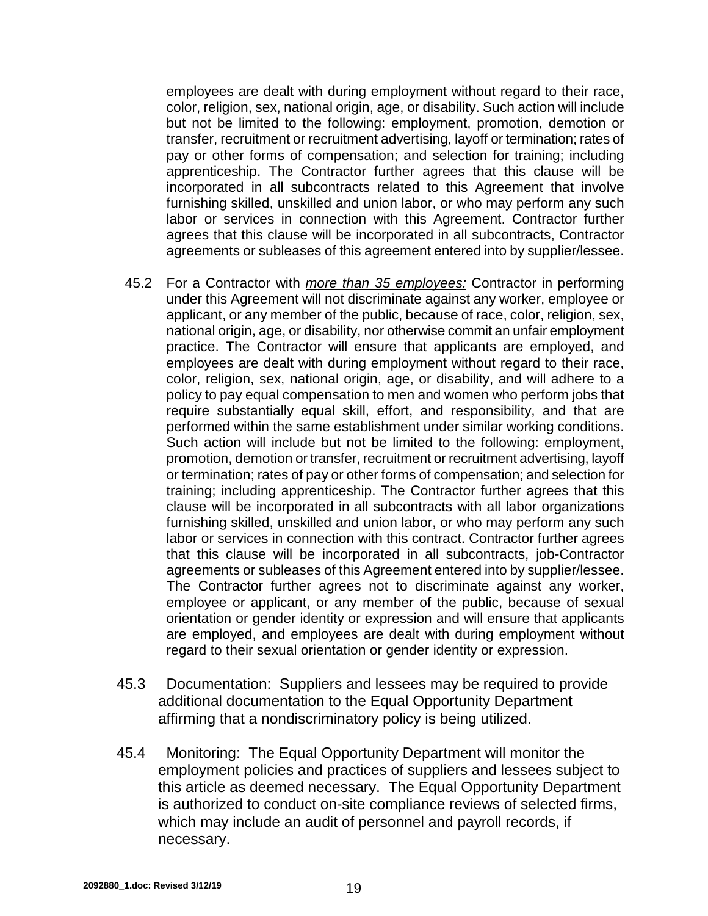employees are dealt with during employment without regard to their race, color, religion, sex, national origin, age, or disability. Such action will include but not be limited to the following: employment, promotion, demotion or transfer, recruitment or recruitment advertising, layoff or termination; rates of pay or other forms of compensation; and selection for training; including apprenticeship. The Contractor further agrees that this clause will be incorporated in all subcontracts related to this Agreement that involve furnishing skilled, unskilled and union labor, or who may perform any such labor or services in connection with this Agreement. Contractor further agrees that this clause will be incorporated in all subcontracts, Contractor agreements or subleases of this agreement entered into by supplier/lessee.

45.2 For a Contractor with *more than 35 employees:* Contractor in performing under this Agreement will not discriminate against any worker, employee or applicant, or any member of the public, because of race, color, religion, sex, national origin, age, or disability, nor otherwise commit an unfair employment practice. The Contractor will ensure that applicants are employed, and employees are dealt with during employment without regard to their race, color, religion, sex, national origin, age, or disability, and will adhere to a policy to pay equal compensation to men and women who perform jobs that require substantially equal skill, effort, and responsibility, and that are performed within the same establishment under similar working conditions. Such action will include but not be limited to the following: employment, promotion, demotion or transfer, recruitment or recruitment advertising, layoff or termination; rates of pay or other forms of compensation; and selection for training; including apprenticeship. The Contractor further agrees that this clause will be incorporated in all subcontracts with all labor organizations furnishing skilled, unskilled and union labor, or who may perform any such labor or services in connection with this contract. Contractor further agrees that this clause will be incorporated in all subcontracts, job-Contractor agreements or subleases of this Agreement entered into by supplier/lessee. The Contractor further agrees not to discriminate against any worker, employee or applicant, or any member of the public, because of sexual orientation or gender identity or expression and will ensure that applicants are employed, and employees are dealt with during employment without regard to their sexual orientation or gender identity or expression.

45.3 Documentation: Suppliers and lessees may be required to provide additional documentation to the Equal Opportunity Department affirming that a nondiscriminatory policy is being utilized.

45.4 Monitoring: The Equal Opportunity Department will monitor the employment policies and practices of suppliers and lessees subject to this article as deemed necessary. The Equal Opportunity Department is authorized to conduct on-site compliance reviews of selected firms, which may include an audit of personnel and payroll records, if necessary.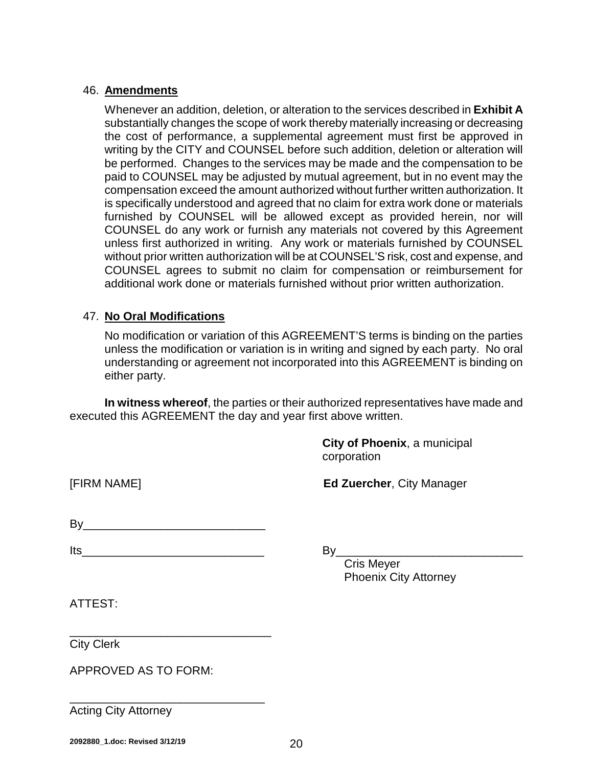46. **Amendments**

Whenever an addition, deletion, or alteration to the services described in **Exhibit A** substantially changes the scope of work thereby materially increasing or decreasing the cost of performance, a supplemental agreement must first be approved in writing by the CITY and COUNSEL before such addition, deletion or alteration will be performed. Changes to the services may be made and the compensation to be paid to COUNSEL may be adjusted by mutual agreement, but in no event may the compensation exceed the amount authorized without further written authorization. It is specifically understood and agreed that no claim for extra work done or materials furnished by COUNSEL will be allowed except as provided herein, nor will COUNSEL do any work or furnish any materials not covered by this Agreement unless first authorized in writing. Any work or materials furnished by COUNSEL without prior written authorization will be at COUNSEL'S risk, cost and expense, and COUNSEL agrees to submit no claim for compensation or reimbursement for additional work done or materials furnished without prior written authorization.

47. **No Oral Modifications**

No modification or variation of this AGREEMENT'S terms is binding on the parties unless the modification or variation is in writing and signed by each party. No oral understanding or agreement not incorporated into this AGREEMENT is binding on either party.

**In witness whereof**, the parties or their authorized representatives have made and executed this AGREEMENT the day and year first above written.

**City of Phoenix**, a municipal corporation

[FIRM NAME]

**Ed Zuercher**, City Manager

By____________________________

Its____________________________

By_____________________________
Cris Meyer
Phoenix City Attorney

ATTEST:

_______________________________
City Clerk

APPROVED AS TO FORM:

______________________________
Acting City Attorney

2092880_1.doc: Revised 3/12/19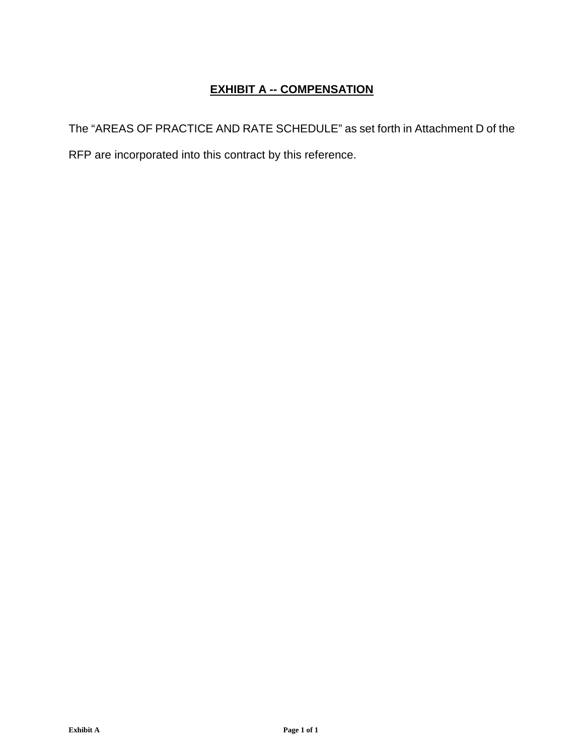# EXHIBIT A -- COMPENSATION

The “AREAS OF PRACTICE AND RATE SCHEDULE” as set forth in Attachment D of the RFP are incorporated into this contract by this reference.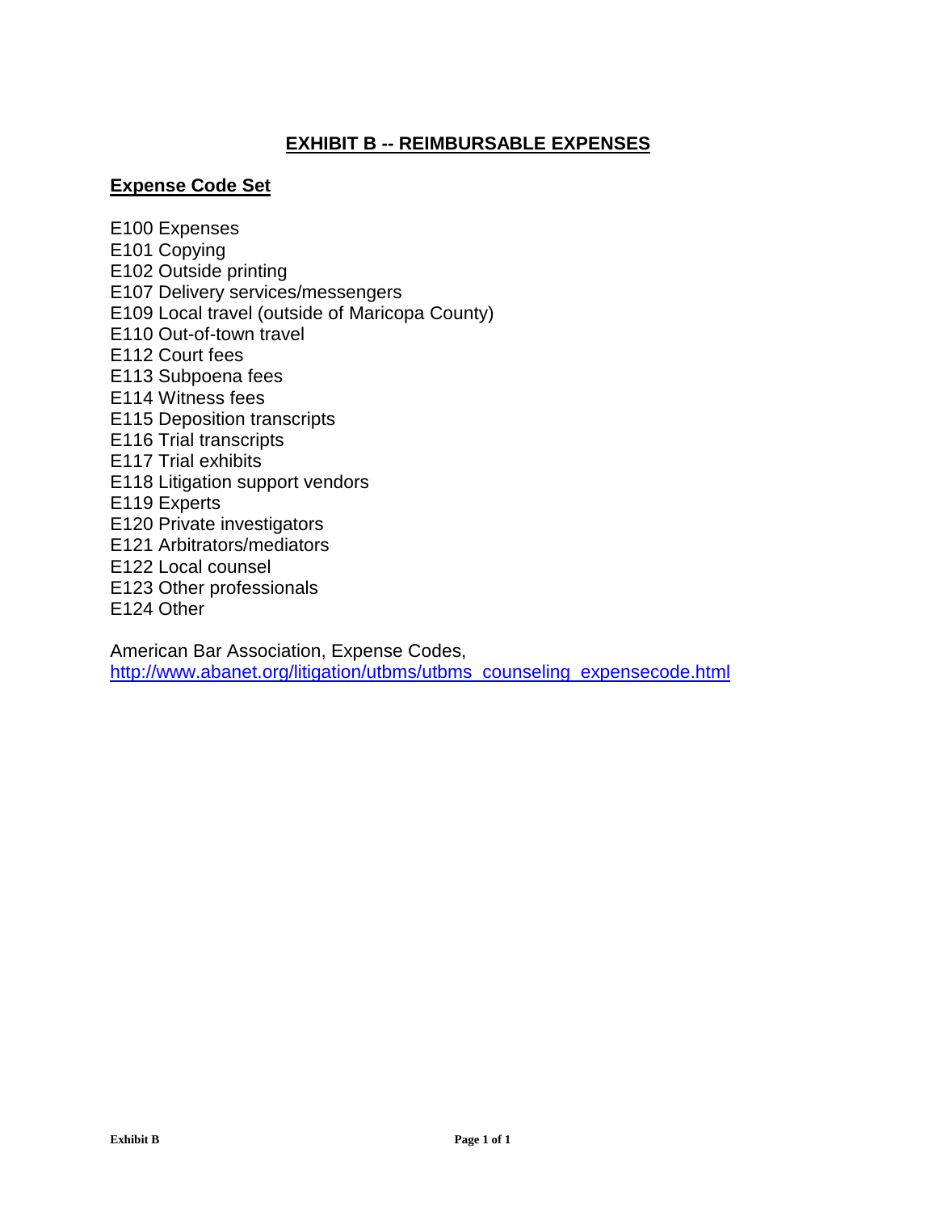# EXHIBIT B -- REIMBURSABLE EXPENSES

## Expense Code Set

E100 Expenses
E101 Copying
E102 Outside printing
E107 Delivery services/messengers
E109 Local travel (outside of Maricopa County)
E110 Out-of-town travel
E112 Court fees
E113 Subpoena fees
E114 Witness fees
E115 Deposition transcripts
E116 Trial transcripts
E117 Trial exhibits
E118 Litigation support vendors
E119 Experts
E120 Private investigators
E121 Arbitrators/mediators
E122 Local counsel
E123 Other professionals
E124 Other

American Bar Association, Expense Codes,
http://www.abanet.org/litigation/utbms/utbms_counseling_expensecode.html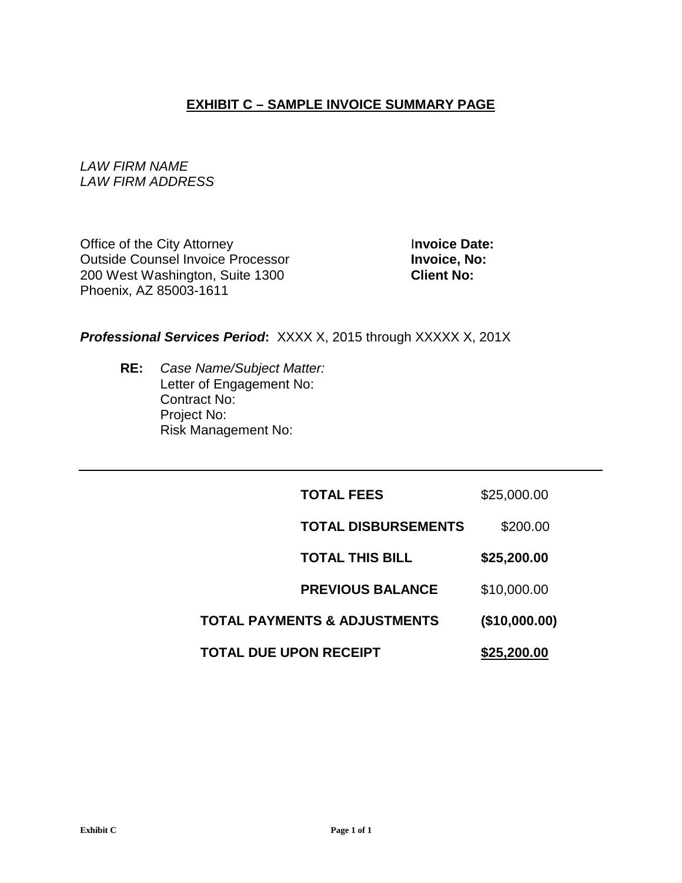# **EXHIBIT C – SAMPLE INVOICE SUMMARY PAGE**

*LAW FIRM NAME*
*LAW FIRM ADDRESS*

Office of the City Attorney
Outside Counsel Invoice Processor
200 West Washington, Suite 1300
Phoenix, AZ 85003-1611

**Invoice Date:**
**Invoice, No:**
**Client No:**

***Professional Services Period*:** XXXX X, 2015 through XXXXX X, 201X

**RE:** *Case Name/Subject Matter:*
Letter of Engagement No:
Contract No:
Project No:
Risk Management No:

---

| | |
|---|---|
| **TOTAL FEES** | $25,000.00 |
| **TOTAL DISBURSEMENTS** | $200.00 |
| **TOTAL THIS BILL** | **$25,200.00** |
| **PREVIOUS BALANCE** | $10,000.00 |
| **TOTAL PAYMENTS & ADJUSTMENTS** | **($10,000.00)** |
| **TOTAL DUE UPON RECEIPT** | **$25,200.00** |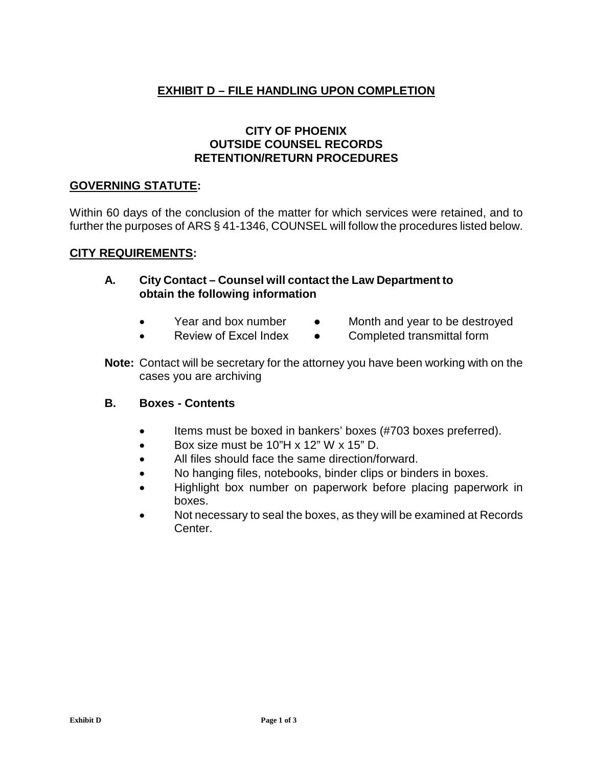## EXHIBIT D – FILE HANDLING UPON COMPLETION

### CITY OF PHOENIX
### OUTSIDE COUNSEL RECORDS
### RETENTION/RETURN PROCEDURES

**GOVERNING STATUTE:**

Within 60 days of the conclusion of the matter for which services were retained, and to further the purposes of ARS § 41-1346, COUNSEL will follow the procedures listed below.

**CITY REQUIREMENTS:**

**A. City Contact – Counsel will contact the Law Department to obtain the following information**

- Year and box number
- Month and year to be destroyed
- Review of Excel Index
- Completed transmittal form

**Note:** Contact will be secretary for the attorney you have been working with on the cases you are archiving

**B. Boxes - Contents**

- Items must be boxed in bankers' boxes (#703 boxes preferred).
- Box size must be 10"H x 12" W x 15" D.
- All files should face the same direction/forward.
- No hanging files, notebooks, binder clips or binders in boxes.
- Highlight box number on paperwork before placing paperwork in boxes.
- Not necessary to seal the boxes, as they will be examined at Records Center.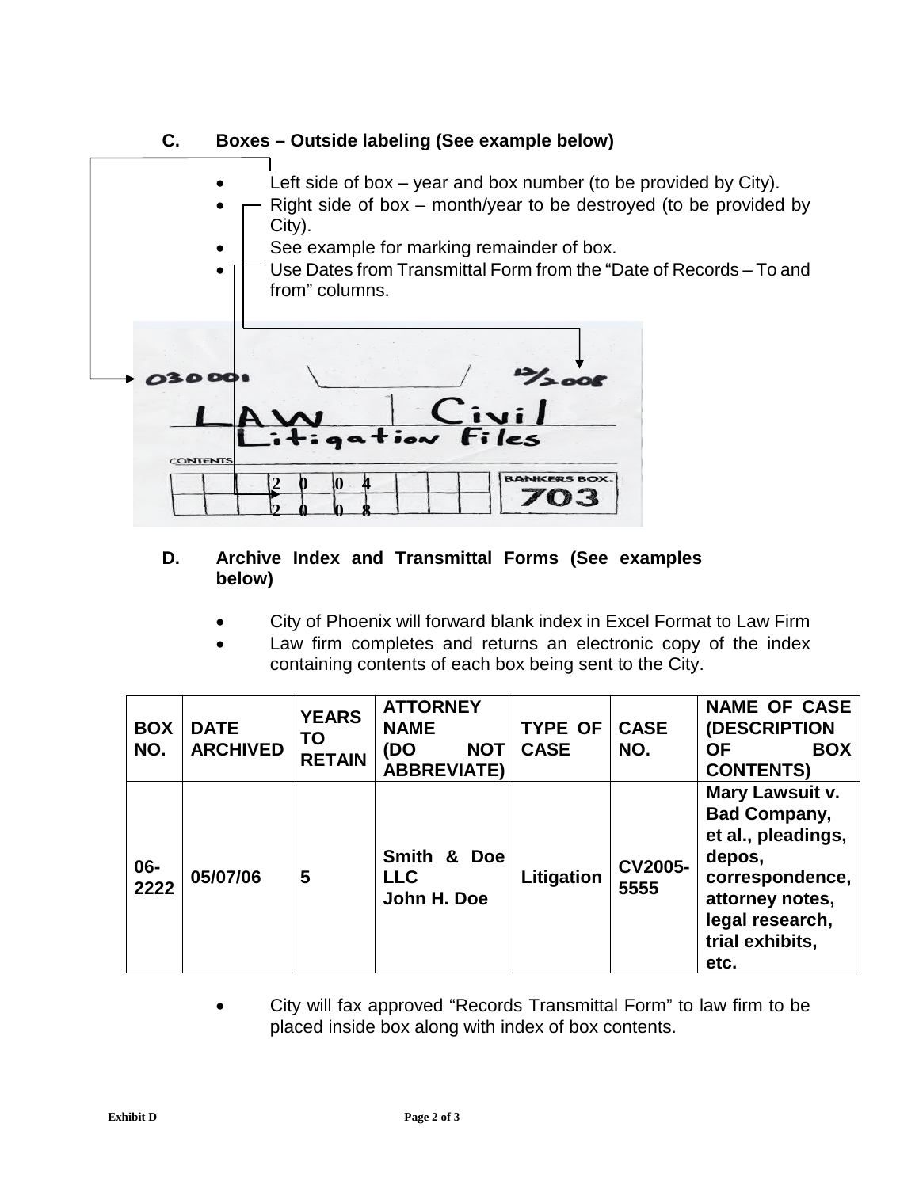### C. Boxes – Outside labeling (See example below)

- Left side of box – year and box number (to be provided by City).
- Right side of box – month/year to be destroyed (to be provided by City).
- See example for marking remainder of box.
- Use Dates from Transmittal Form from the "Date of Records – To and from" columns.

### D. Archive Index and Transmittal Forms (See examples below)

- City of Phoenix will forward blank index in Excel Format to Law Firm
- Law firm completes and returns an electronic copy of the index containing contents of each box being sent to the City.

| BOX NO. | DATE ARCHIVED | YEARS TO RETAIN | ATTORNEY NAME (DO NOT ABBREVIATE) | TYPE OF CASE | CASE NO. | NAME OF CASE (DESCRIPTION OF BOX CONTENTS) |
|---|---|---|---|---|---|---|
| 06-2222 | 05/07/06 | 5 | Smith & Doe LLC John H. Doe | Litigation | CV2005-5555 | Mary Lawsuit v. Bad Company, et al., pleadings, depos, correspondence, attorney notes, legal research, trial exhibits, etc. |

- City will fax approved "Records Transmittal Form" to law firm to be placed inside box along with index of box contents.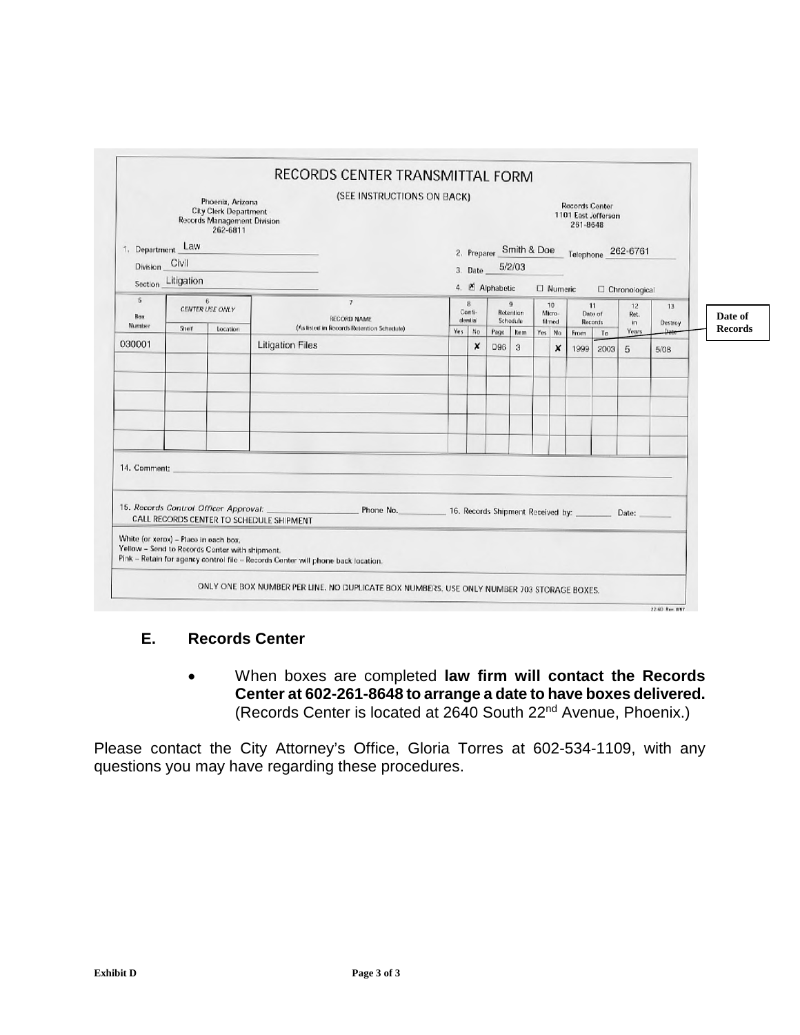# RECORDS CENTER TRANSMITTAL FORM

(SEE INSTRUCTIONS ON BACK)

Phoenix, Arizona
City Clerk Department
Records Management Division
262-6811

Records Center
1101 East Jefferson
261-8648

1. Department Law
Division Civil
Section Litigation

2. Preparer Smith & Doe Telephone 262-6761
3. Date 5/2/03
4. ☒ Alphabetic ☐ Numeric ☐ Chronological

| 5 Box Number | 6 CENTER USE ONLY | | 7 RECORD NAME (As listed in Records Retention Schedule) | 8 Confidential | | 9 Retention Schedule | | 10 Microfilmed | | 11 Date of Records | | 12 Ret. in Years | 13 Destroy Date |
|---|---|---|---|---|---|---|---|---|---|---|---|---|---|
| | Shelf | Location | | Yes | No | Page | Item | Yes | No | From | To | | |
| 030001 | | | Litigation Files | | x | D96 | 3 | | x | 1999 | 2003 | 5 | 5/08 |
| | | | | | | | | | | | | | |
| | | | | | | | | | | | | | |
| | | | | | | | | | | | | | |
| | | | | | | | | | | | | | |
| | | | | | | | | | | | | | |

Date of Records

14. Comment:

15. *Records Control Officer Approval:* ____________ Phone No. ________ 16. Records Shipment Received by: ________ Date: ______

CALL RECORDS CENTER TO SCHEDULE SHIPMENT

White (or xerox) – Place in each box.
Yellow – Send to Records Center with shipment.
Pink – Retain for agency control file – Records Center will phone back location.

ONLY ONE BOX NUMBER PER LINE. NO DUPLICATE BOX NUMBERS. USE ONLY NUMBER 703 STORAGE BOXES.

## E. Records Center

- When boxes are completed **law firm will contact the Records Center at 602-261-8648 to arrange a date to have boxes delivered.** (Records Center is located at 2640 South 22nd Avenue, Phoenix.)

Please contact the City Attorney's Office, Gloria Torres at 602-534-1109, with any questions you may have regarding these procedures.